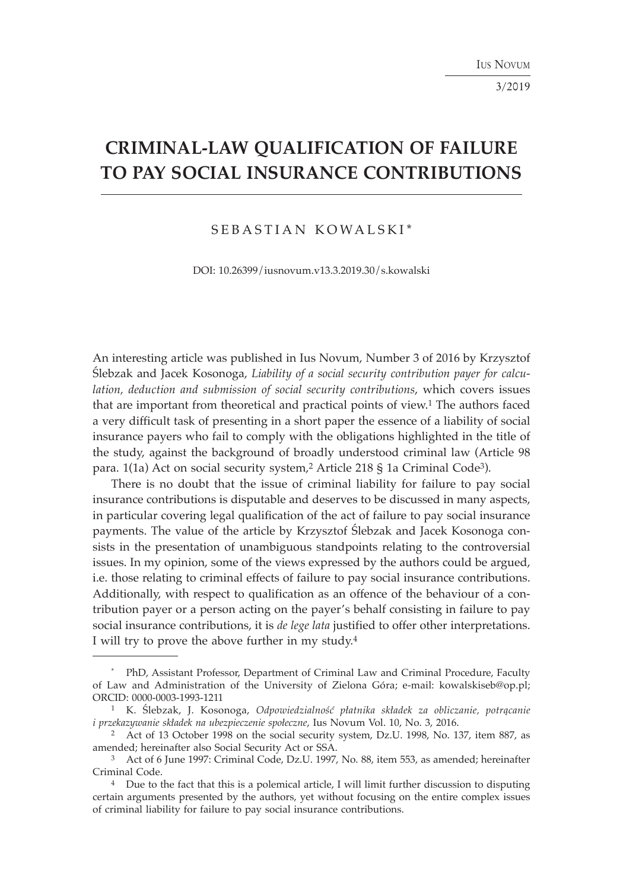# CRIMINAL-LAW QUALIFICATION OF FAILURE TO PAY SOCIAL INSURANCE CONTRIBUTIONS

SEBASTIAN KOWALSKI*

DOI: 10.26399/iusnovum.v13.3.2019.30/s.kowalski

An interesting article was published in Ius Novum, Number 3 of 2016 by Krzysztof Ślebzak and Jacek Kosonoga, *Liability of a social security contribution payer for calculation, deduction and submission of social security contributions*, which covers issues that are important from theoretical and practical points of view.[1] The authors faced a very difficult task of presenting in a short paper the essence of a liability of social insurance payers who fail to comply with the obligations highlighted in the title of the study, against the background of broadly understood criminal law (Article 98 para. 1(1a) Act on social security system,[2] Article 218 § 1a Criminal Code[3]).

There is no doubt that the issue of criminal liability for failure to pay social insurance contributions is disputable and deserves to be discussed in many aspects, in particular covering legal qualification of the act of failure to pay social insurance payments. The value of the article by Krzysztof Ślebzak and Jacek Kosonoga consists in the presentation of unambiguous standpoints relating to the controversial issues. In my opinion, some of the views expressed by the authors could be argued, i.e. those relating to criminal effects of failure to pay social insurance contributions. Additionally, with respect to qualification as an offence of the behaviour of a contribution payer or a person acting on the payer's behalf consisting in failure to pay social insurance contributions, it is *de lege lata* justified to offer other interpretations. I will try to prove the above further in my study.[4]

---

\* PhD, Assistant Professor, Department of Criminal Law and Criminal Procedure, Faculty of Law and Administration of the University of Zielona Góra; e-mail: kowalskiseb@op.pl; ORCID: 0000-0003-1993-1211

[1] K. Ślebzak, J. Kosonoga, *Odpowiedzialność płatnika składek za obliczanie, potrącanie i przekazywanie składek na ubezpieczenie społeczne*, Ius Novum Vol. 10, No. 3, 2016.

[2] Act of 13 October 1998 on the social security system, Dz.U. 1998, No. 137, item 887, as amended; hereinafter also Social Security Act or SSA.

[3] Act of 6 June 1997: Criminal Code, Dz.U. 1997, No. 88, item 553, as amended; hereinafter Criminal Code.

[4] Due to the fact that this is a polemical article, I will limit further discussion to disputing certain arguments presented by the authors, yet without focusing on the entire complex issues of criminal liability for failure to pay social insurance contributions.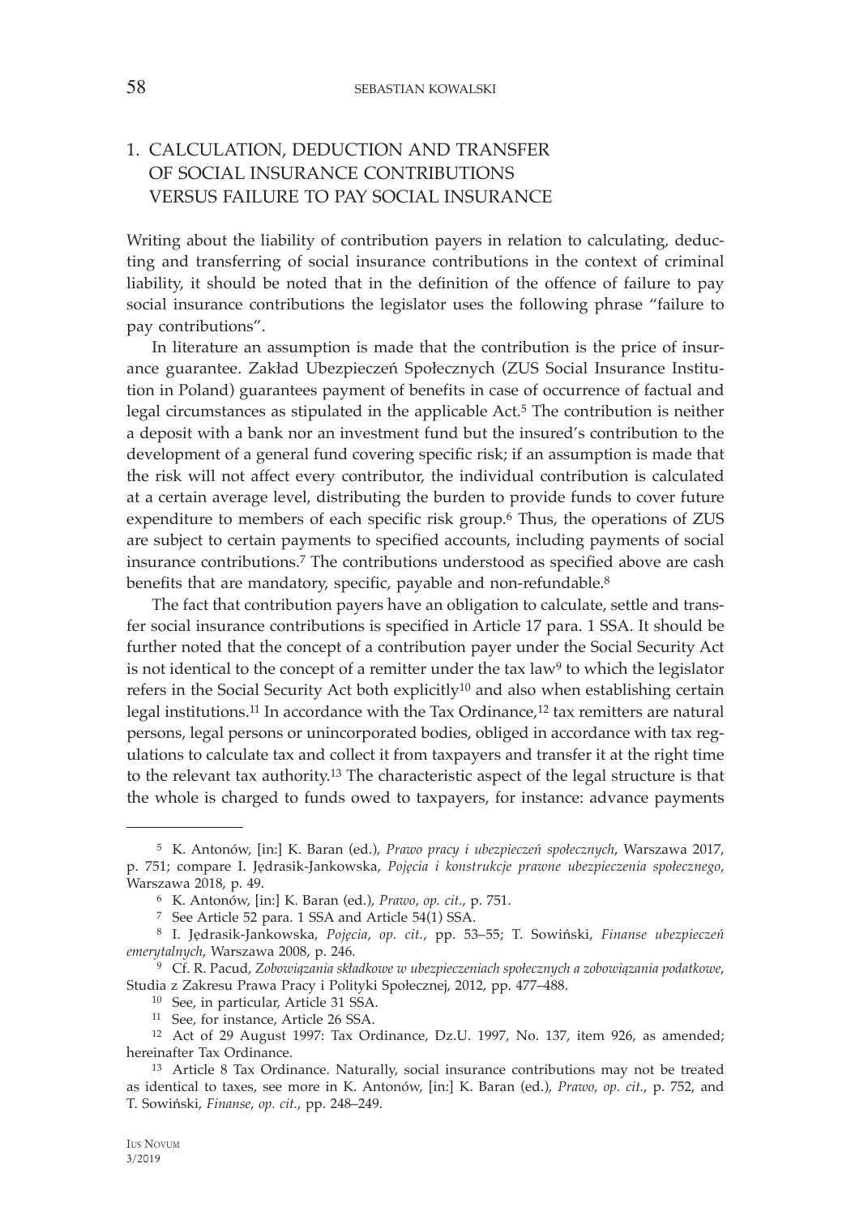## 1. CALCULATION, DEDUCTION AND TRANSFER OF SOCIAL INSURANCE CONTRIBUTIONS VERSUS FAILURE TO PAY SOCIAL INSURANCE

Writing about the liability of contribution payers in relation to calculating, deducting and transferring of social insurance contributions in the context of criminal liability, it should be noted that in the definition of the offence of failure to pay social insurance contributions the legislator uses the following phrase "failure to pay contributions".

In literature an assumption is made that the contribution is the price of insurance guarantee. Zakład Ubezpieczeń Społecznych (ZUS Social Insurance Institution in Poland) guarantees payment of benefits in case of occurrence of factual and legal circumstances as stipulated in the applicable Act.[5] The contribution is neither a deposit with a bank nor an investment fund but the insured's contribution to the development of a general fund covering specific risk; if an assumption is made that the risk will not affect every contributor, the individual contribution is calculated at a certain average level, distributing the burden to provide funds to cover future expenditure to members of each specific risk group.[6] Thus, the operations of ZUS are subject to certain payments to specified accounts, including payments of social insurance contributions.[7] The contributions understood as specified above are cash benefits that are mandatory, specific, payable and non-refundable.[8]

The fact that contribution payers have an obligation to calculate, settle and transfer social insurance contributions is specified in Article 17 para. 1 SSA. It should be further noted that the concept of a contribution payer under the Social Security Act is not identical to the concept of a remitter under the tax law[9] to which the legislator refers in the Social Security Act both explicitly[10] and also when establishing certain legal institutions.[11] In accordance with the Tax Ordinance,[12] tax remitters are natural persons, legal persons or unincorporated bodies, obliged in accordance with tax regulations to calculate tax and collect it from taxpayers and transfer it at the right time to the relevant tax authority.[13] The characteristic aspect of the legal structure is that the whole is charged to funds owed to taxpayers, for instance: advance payments

---

[5] K. Antonów, [in:] K. Baran (ed.), *Prawo pracy i ubezpieczeń społecznych*, Warszawa 2017, p. 751; compare I. Jędrasik-Jankowska, *Pojęcia i konstrukcje prawne ubezpieczenia społecznego*, Warszawa 2018, p. 49.

[6] K. Antonów, [in:] K. Baran (ed.), *Prawo*, *op. cit.*, p. 751.

[7] See Article 52 para. 1 SSA and Article 54(1) SSA.

[8] I. Jędrasik-Jankowska, *Pojęcia*, *op. cit.*, pp. 53–55; T. Sowiński, *Finanse ubezpieczeń emerytalnych*, Warszawa 2008, p. 246.

[9] Cf. R. Pacud, *Zobowiązania składkowe w ubezpieczeniach społecznych a zobowiązania podatkowe*, Studia z Zakresu Prawa Pracy i Polityki Społecznej, 2012, pp. 477–488.

[10] See, in particular, Article 31 SSA.

[11] See, for instance, Article 26 SSA.

[12] Act of 29 August 1997: Tax Ordinance, Dz.U. 1997, No. 137, item 926, as amended; hereinafter Tax Ordinance.

[13] Article 8 Tax Ordinance. Naturally, social insurance contributions may not be treated as identical to taxes, see more in K. Antonów, [in:] K. Baran (ed.), *Prawo*, *op. cit.*, p. 752, and T. Sowiński, *Finanse*, *op. cit.*, pp. 248–249.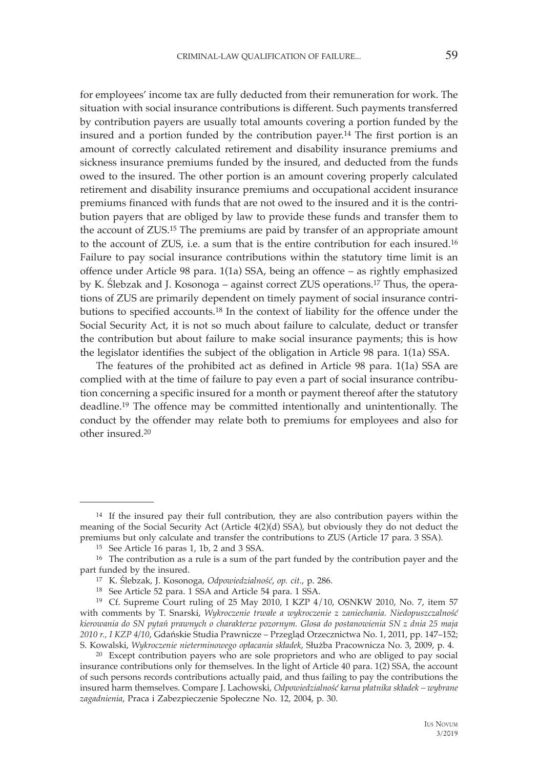for employees' income tax are fully deducted from their remuneration for work. The situation with social insurance contributions is different. Such payments transferred by contribution payers are usually total amounts covering a portion funded by the insured and a portion funded by the contribution payer.[14] The first portion is an amount of correctly calculated retirement and disability insurance premiums and sickness insurance premiums funded by the insured, and deducted from the funds owed to the insured. The other portion is an amount covering properly calculated retirement and disability insurance premiums and occupational accident insurance premiums financed with funds that are not owed to the insured and it is the contribution payers that are obliged by law to provide these funds and transfer them to the account of ZUS.[15] The premiums are paid by transfer of an appropriate amount to the account of ZUS, i.e. a sum that is the entire contribution for each insured.[16] Failure to pay social insurance contributions within the statutory time limit is an offence under Article 98 para. 1(1a) SSA, being an offence – as rightly emphasized by K. Ślebzak and J. Kosonoga – against correct ZUS operations.[17] Thus, the operations of ZUS are primarily dependent on timely payment of social insurance contributions to specified accounts.[18] In the context of liability for the offence under the Social Security Act, it is not so much about failure to calculate, deduct or transfer the contribution but about failure to make social insurance payments; this is how the legislator identifies the subject of the obligation in Article 98 para. 1(1a) SSA.

The features of the prohibited act as defined in Article 98 para. 1(1a) SSA are complied with at the time of failure to pay even a part of social insurance contribution concerning a specific insured for a month or payment thereof after the statutory deadline.[19] The offence may be committed intentionally and unintentionally. The conduct by the offender may relate both to premiums for employees and also for other insured.[20]

---

[14] If the insured pay their full contribution, they are also contribution payers within the meaning of the Social Security Act (Article 4(2)(d) SSA), but obviously they do not deduct the premiums but only calculate and transfer the contributions to ZUS (Article 17 para. 3 SSA).

[15] See Article 16 paras 1, 1b, 2 and 3 SSA.

[16] The contribution as a rule is a sum of the part funded by the contribution payer and the part funded by the insured.

[17] K. Ślebzak, J. Kosonoga, *Odpowiedzialność*, *op. cit.*, p. 286.

[18] See Article 52 para. 1 SSA and Article 54 para. 1 SSA.

[19] Cf. Supreme Court ruling of 25 May 2010, I KZP 4/10, OSNKW 2010, No. 7, item 57 with comments by T. Snarski, *Wykroczenie trwałe a wykroczenie z zaniechania. Niedopuszczalność kierowania do SN pytań prawnych o charakterze pozornym. Glosa do postanowienia SN z dnia 25 maja 2010 r., I KZP 4/10*, Gdańskie Studia Prawnicze – Przegląd Orzecznictwa No. 1, 2011, pp. 147–152; S. Kowalski, *Wykroczenie nieterminowego opłacania składek*, Służba Pracownicza No. 3, 2009, p. 4.

[20] Except contribution payers who are sole proprietors and who are obliged to pay social insurance contributions only for themselves. In the light of Article 40 para. 1(2) SSA, the account of such persons records contributions actually paid, and thus failing to pay the contributions the insured harm themselves. Compare J. Lachowski, *Odpowiedzialność karna płatnika składek – wybrane zagadnienia*, Praca i Zabezpieczenie Społeczne No. 12, 2004, p. 30.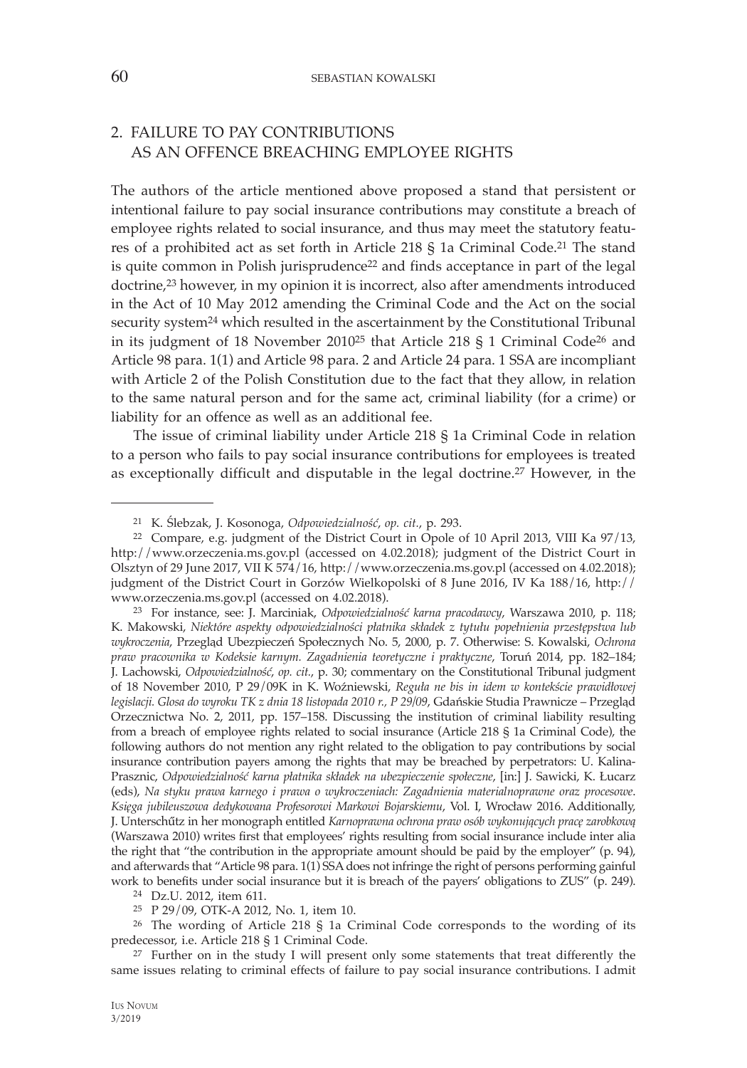## 2. FAILURE TO PAY CONTRIBUTIONS AS AN OFFENCE BREACHING EMPLOYEE RIGHTS

The authors of the article mentioned above proposed a stand that persistent or intentional failure to pay social insurance contributions may constitute a breach of employee rights related to social insurance, and thus may meet the statutory features of a prohibited act as set forth in Article 218 § 1a Criminal Code.[21] The stand is quite common in Polish jurisprudence[22] and finds acceptance in part of the legal doctrine,[23] however, in my opinion it is incorrect, also after amendments introduced in the Act of 10 May 2012 amending the Criminal Code and the Act on the social security system[24] which resulted in the ascertainment by the Constitutional Tribunal in its judgment of 18 November 2010[25] that Article 218 § 1 Criminal Code[26] and Article 98 para. 1(1) and Article 98 para. 2 and Article 24 para. 1 SSA are incompliant with Article 2 of the Polish Constitution due to the fact that they allow, in relation to the same natural person and for the same act, criminal liability (for a crime) or liability for an offence as well as an additional fee.

The issue of criminal liability under Article 218 § 1a Criminal Code in relation to a person who fails to pay social insurance contributions for employees is treated as exceptionally difficult and disputable in the legal doctrine.[27] However, in the

---

[21] K. Ślebzak, J. Kosonoga, *Odpowiedzialność*, *op. cit.*, p. 293.

[22] Compare, e.g. judgment of the District Court in Opole of 10 April 2013, VIII Ka 97/13, http://www.orzeczenia.ms.gov.pl (accessed on 4.02.2018); judgment of the District Court in Olsztyn of 29 June 2017, VII K 574/16, http://www.orzeczenia.ms.gov.pl (accessed on 4.02.2018); judgment of the District Court in Gorzów Wielkopolski of 8 June 2016, IV Ka 188/16, http://www.orzeczenia.ms.gov.pl (accessed on 4.02.2018).

[23] For instance, see: J. Marciniak, *Odpowiedzialność karna pracodawcy*, Warszawa 2010, p. 118; K. Makowski, *Niektóre aspekty odpowiedzialności płatnika składek z tytułu popełnienia przestępstwa lub wykroczenia*, Przegląd Ubezpieczeń Społecznych No. 5, 2000, p. 7. Otherwise: S. Kowalski, *Ochrona praw pracownika w Kodeksie karnym. Zagadnienia teoretyczne i praktyczne*, Toruń 2014, pp. 182–184; J. Lachowski, *Odpowiedzialność*, *op. cit.*, p. 30; commentary on the Constitutional Tribunal judgment of 18 November 2010, P 29/09K in K. Woźniewski, *Reguła ne bis in idem w kontekście prawidłowej legislacji. Glosa do wyroku TK z dnia 18 listopada 2010 r., P 29/09*, Gdańskie Studia Prawnicze – Przegląd Orzecznictwa No. 2, 2011, pp. 157–158. Discussing the institution of criminal liability resulting from a breach of employee rights related to social insurance (Article 218 § 1a Criminal Code), the following authors do not mention any right related to the obligation to pay contributions by social insurance contribution payers among the rights that may be breached by perpetrators: U. Kalina-Prasznic, *Odpowiedzialność karna płatnika składek na ubezpieczenie społeczne*, [in:] J. Sawicki, K. Łucarz (eds), *Na styku prawa karnego i prawa o wykroczeniach: Zagadnienia materialnoprawne oraz procesowe. Księga jubileuszowa dedykowana Profesorowi Markowi Bojarskiemu*, Vol. I, Wrocław 2016. Additionally, J. Unterschűtz in her monograph entitled *Karnoprawna ochrona praw osób wykonujących pracę zarobkową* (Warszawa 2010) writes first that employees' rights resulting from social insurance include inter alia the right that "the contribution in the appropriate amount should be paid by the employer" (p. 94), and afterwards that "Article 98 para. 1(1) SSA does not infringe the right of persons performing gainful work to benefits under social insurance but it is breach of the payers' obligations to ZUS" (p. 249).

[24] Dz.U. 2012, item 611.

[25] P 29/09, OTK-A 2012, No. 1, item 10.

[26] The wording of Article 218 § 1a Criminal Code corresponds to the wording of its predecessor, i.e. Article 218 § 1 Criminal Code.

[27] Further on in the study I will present only some statements that treat differently the same issues relating to criminal effects of failure to pay social insurance contributions. I admit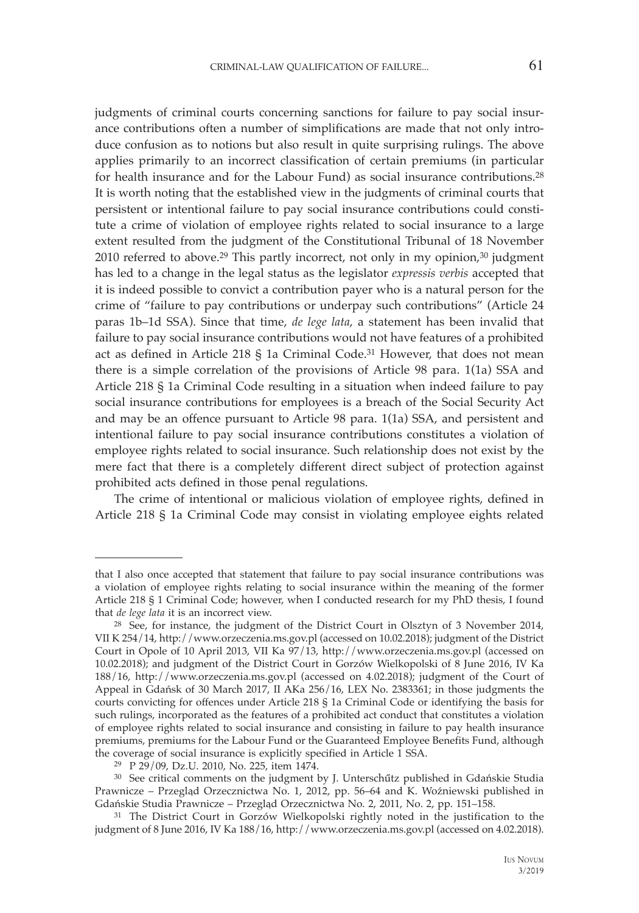judgments of criminal courts concerning sanctions for failure to pay social insurance contributions often a number of simplifications are made that not only introduce confusion as to notions but also result in quite surprising rulings. The above applies primarily to an incorrect classification of certain premiums (in particular for health insurance and for the Labour Fund) as social insurance contributions.[28] It is worth noting that the established view in the judgments of criminal courts that persistent or intentional failure to pay social insurance contributions could constitute a crime of violation of employee rights related to social insurance to a large extent resulted from the judgment of the Constitutional Tribunal of 18 November 2010 referred to above.[29] This partly incorrect, not only in my opinion,[30] judgment has led to a change in the legal status as the legislator *expressis verbis* accepted that it is indeed possible to convict a contribution payer who is a natural person for the crime of "failure to pay contributions or underpay such contributions" (Article 24 paras 1b–1d SSA). Since that time, *de lege lata*, a statement has been invalid that failure to pay social insurance contributions would not have features of a prohibited act as defined in Article 218 § 1a Criminal Code.[31] However, that does not mean there is a simple correlation of the provisions of Article 98 para. 1(1a) SSA and Article 218 § 1a Criminal Code resulting in a situation when indeed failure to pay social insurance contributions for employees is a breach of the Social Security Act and may be an offence pursuant to Article 98 para. 1(1a) SSA, and persistent and intentional failure to pay social insurance contributions constitutes a violation of employee rights related to social insurance. Such relationship does not exist by the mere fact that there is a completely different direct subject of protection against prohibited acts defined in those penal regulations.

The crime of intentional or malicious violation of employee rights, defined in Article 218 § 1a Criminal Code may consist in violating employee eights related

---

that I also once accepted that statement that failure to pay social insurance contributions was a violation of employee rights relating to social insurance within the meaning of the former Article 218 § 1 Criminal Code; however, when I conducted research for my PhD thesis, I found that *de lege lata* it is an incorrect view.

[28] See, for instance, the judgment of the District Court in Olsztyn of 3 November 2014, VII K 254/14, http://www.orzeczenia.ms.gov.pl (accessed on 10.02.2018); judgment of the District Court in Opole of 10 April 2013, VII Ka 97/13, http://www.orzeczenia.ms.gov.pl (accessed on 10.02.2018); and judgment of the District Court in Gorzów Wielkopolski of 8 June 2016, IV Ka 188/16, http://www.orzeczenia.ms.gov.pl (accessed on 4.02.2018); judgment of the Court of Appeal in Gdańsk of 30 March 2017, II AKa 256/16, LEX No. 2383361; in those judgments the courts convicting for offences under Article 218 § 1a Criminal Code or identifying the basis for such rulings, incorporated as the features of a prohibited act conduct that constitutes a violation of employee rights related to social insurance and consisting in failure to pay health insurance premiums, premiums for the Labour Fund or the Guaranteed Employee Benefits Fund, although the coverage of social insurance is explicitly specified in Article 1 SSA.

[29] P 29/09, Dz.U. 2010, No. 225, item 1474.

[30] See critical comments on the judgment by J. Unterschütz published in Gdańskie Studia Prawnicze – Przegląd Orzecznictwa No. 1, 2012, pp. 56–64 and K. Woźniewski published in Gdańskie Studia Prawnicze – Przegląd Orzecznictwa No. 2, 2011, No. 2, pp. 151–158.

[31] The District Court in Gorzów Wielkopolski rightly noted in the justification to the judgment of 8 June 2016, IV Ka 188/16, http://www.orzeczenia.ms.gov.pl (accessed on 4.02.2018).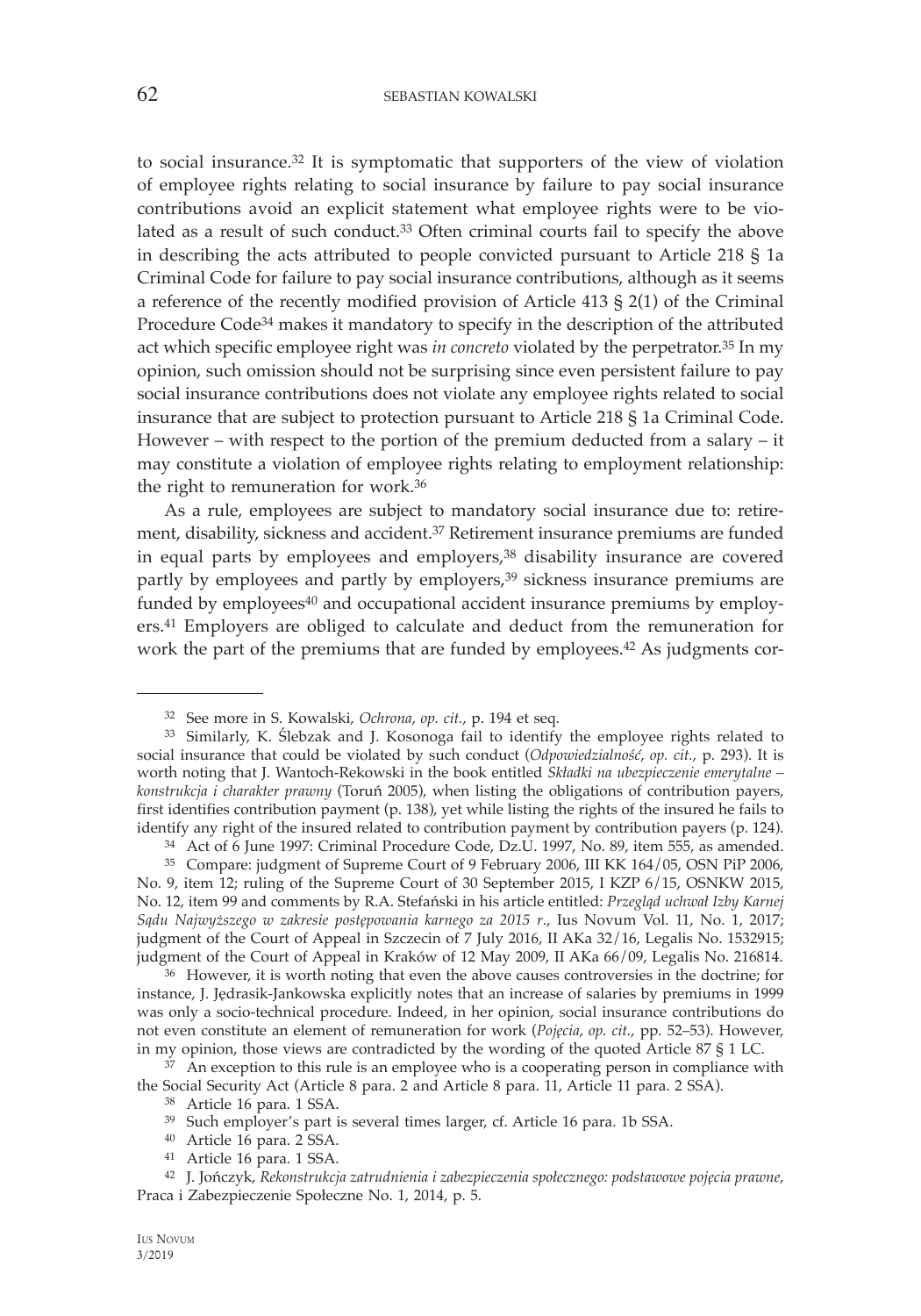to social insurance.[32] It is symptomatic that supporters of the view of violation of employee rights relating to social insurance by failure to pay social insurance contributions avoid an explicit statement what employee rights were to be violated as a result of such conduct.[33] Often criminal courts fail to specify the above in describing the acts attributed to people convicted pursuant to Article 218 § 1a Criminal Code for failure to pay social insurance contributions, although as it seems a reference of the recently modified provision of Article 413 § 2(1) of the Criminal Procedure Code[34] makes it mandatory to specify in the description of the attributed act which specific employee right was *in concreto* violated by the perpetrator.[35] In my opinion, such omission should not be surprising since even persistent failure to pay social insurance contributions does not violate any employee rights related to social insurance that are subject to protection pursuant to Article 218 § 1a Criminal Code. However – with respect to the portion of the premium deducted from a salary – it may constitute a violation of employee rights relating to employment relationship: the right to remuneration for work.[36]

As a rule, employees are subject to mandatory social insurance due to: retirement, disability, sickness and accident.[37] Retirement insurance premiums are funded in equal parts by employees and employers,[38] disability insurance are covered partly by employees and partly by employers,[39] sickness insurance premiums are funded by employees[40] and occupational accident insurance premiums by employers.[41] Employers are obliged to calculate and deduct from the remuneration for work the part of the premiums that are funded by employees.[42] As judgments cor-

---

[32] See more in S. Kowalski, *Ochrona*, *op. cit.*, p. 194 et seq.

[33] Similarly, K. Ślebzak and J. Kosonoga fail to identify the employee rights related to social insurance that could be violated by such conduct (*Odpowiedzialność*, *op. cit.*, p. 293). It is worth noting that J. Wantoch-Rekowski in the book entitled *Składki na ubezpieczenie emerytalne – konstrukcja i charakter prawny* (Toruń 2005), when listing the obligations of contribution payers, first identifies contribution payment (p. 138), yet while listing the rights of the insured he fails to identify any right of the insured related to contribution payment by contribution payers (p. 124).

[34] Act of 6 June 1997: Criminal Procedure Code, Dz.U. 1997, No. 89, item 555, as amended.

[35] Compare: judgment of Supreme Court of 9 February 2006, III KK 164/05, OSN PiP 2006, No. 9, item 12; ruling of the Supreme Court of 30 September 2015, I KZP 6/15, OSNKW 2015, No. 12, item 99 and comments by R.A. Stefański in his article entitled: *Przegląd uchwał Izby Karnej Sądu Najwyższego w zakresie postępowania karnego za 2015 r*., Ius Novum Vol. 11, No. 1, 2017; judgment of the Court of Appeal in Szczecin of 7 July 2016, II AKa 32/16, Legalis No. 1532915; judgment of the Court of Appeal in Kraków of 12 May 2009, II AKa 66/09, Legalis No. 216814.

[36] However, it is worth noting that even the above causes controversies in the doctrine; for instance, J. Jędrasik-Jankowska explicitly notes that an increase of salaries by premiums in 1999 was only a socio-technical procedure. Indeed, in her opinion, social insurance contributions do not even constitute an element of remuneration for work (*Pojęcia*, *op. cit.*, pp. 52–53). However, in my opinion, those views are contradicted by the wording of the quoted Article 87 § 1 LC.

[37] An exception to this rule is an employee who is a cooperating person in compliance with the Social Security Act (Article 8 para. 2 and Article 8 para. 11, Article 11 para. 2 SSA).

[38] Article 16 para. 1 SSA.

[39] Such employer's part is several times larger, cf. Article 16 para. 1b SSA.

[40] Article 16 para. 2 SSA.

[41] Article 16 para. 1 SSA.

[42] J. Jończyk, *Rekonstrukcja zatrudnienia i zabezpieczenia społecznego: podstawowe pojęcia prawne*, Praca i Zabezpieczenie Społeczne No. 1, 2014, p. 5.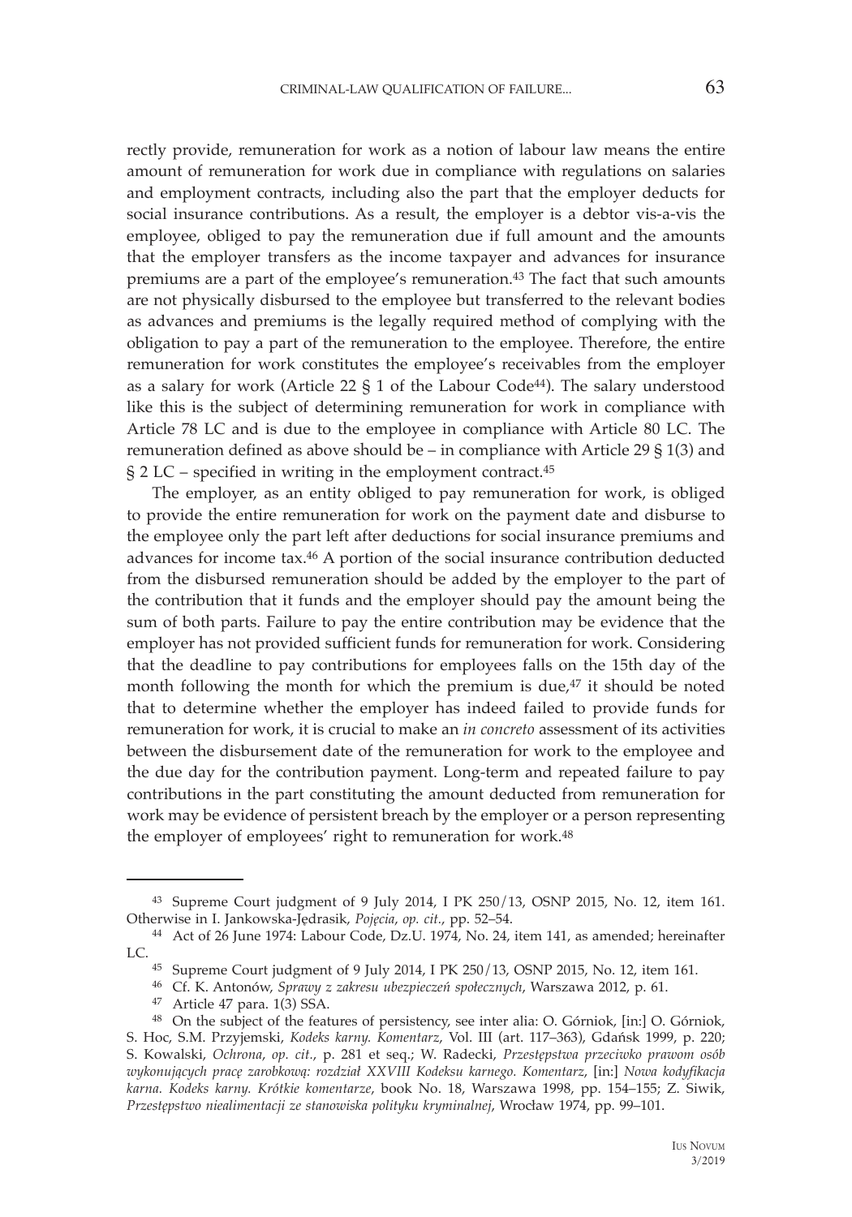rectly provide, remuneration for work as a notion of labour law means the entire amount of remuneration for work due in compliance with regulations on salaries and employment contracts, including also the part that the employer deducts for social insurance contributions. As a result, the employer is a debtor vis-a-vis the employee, obliged to pay the remuneration due if full amount and the amounts that the employer transfers as the income taxpayer and advances for insurance premiums are a part of the employee's remuneration.[43] The fact that such amounts are not physically disbursed to the employee but transferred to the relevant bodies as advances and premiums is the legally required method of complying with the obligation to pay a part of the remuneration to the employee. Therefore, the entire remuneration for work constitutes the employee's receivables from the employer as a salary for work (Article 22 § 1 of the Labour Code[44]). The salary understood like this is the subject of determining remuneration for work in compliance with Article 78 LC and is due to the employee in compliance with Article 80 LC. The remuneration defined as above should be – in compliance with Article 29 § 1(3) and § 2 LC – specified in writing in the employment contract.[45]

The employer, as an entity obliged to pay remuneration for work, is obliged to provide the entire remuneration for work on the payment date and disburse to the employee only the part left after deductions for social insurance premiums and advances for income tax.[46] A portion of the social insurance contribution deducted from the disbursed remuneration should be added by the employer to the part of the contribution that it funds and the employer should pay the amount being the sum of both parts. Failure to pay the entire contribution may be evidence that the employer has not provided sufficient funds for remuneration for work. Considering that the deadline to pay contributions for employees falls on the 15th day of the month following the month for which the premium is due,[47] it should be noted that to determine whether the employer has indeed failed to provide funds for remuneration for work, it is crucial to make an *in concreto* assessment of its activities between the disbursement date of the remuneration for work to the employee and the due day for the contribution payment. Long-term and repeated failure to pay contributions in the part constituting the amount deducted from remuneration for work may be evidence of persistent breach by the employer or a person representing the employer of employees' right to remuneration for work.[48]

---

[43] Supreme Court judgment of 9 July 2014, I PK 250/13, OSNP 2015, No. 12, item 161. Otherwise in I. Jankowska-Jędrasik, *Pojęcia*, *op. cit.*, pp. 52–54.

[44] Act of 26 June 1974: Labour Code, Dz.U. 1974, No. 24, item 141, as amended; hereinafter LC.

[45] Supreme Court judgment of 9 July 2014, I PK 250/13, OSNP 2015, No. 12, item 161.

[46] Cf. K. Antonów, *Sprawy z zakresu ubezpieczeń społecznych*, Warszawa 2012, p. 61.

[47] Article 47 para. 1(3) SSA.

[48] On the subject of the features of persistency, see inter alia: O. Górniok, [in:] O. Górniok, S. Hoc, S.M. Przyjemski, *Kodeks karny. Komentarz*, Vol. III (art. 117–363), Gdańsk 1999, p. 220; S. Kowalski, *Ochrona*, *op. cit.*, p. 281 et seq.; W. Radecki, *Przestępstwa przeciwko prawom osób wykonujących pracę zarobkową: rozdział XXVIII Kodeksu karnego. Komentarz*, [in:] *Nowa kodyfikacja karna. Kodeks karny. Krótkie komentarze*, book No. 18, Warszawa 1998, pp. 154–155; Z. Siwik, *Przestępstwo niealimentacji ze stanowiska polityki kryminalnej*, Wrocław 1974, pp. 99–101.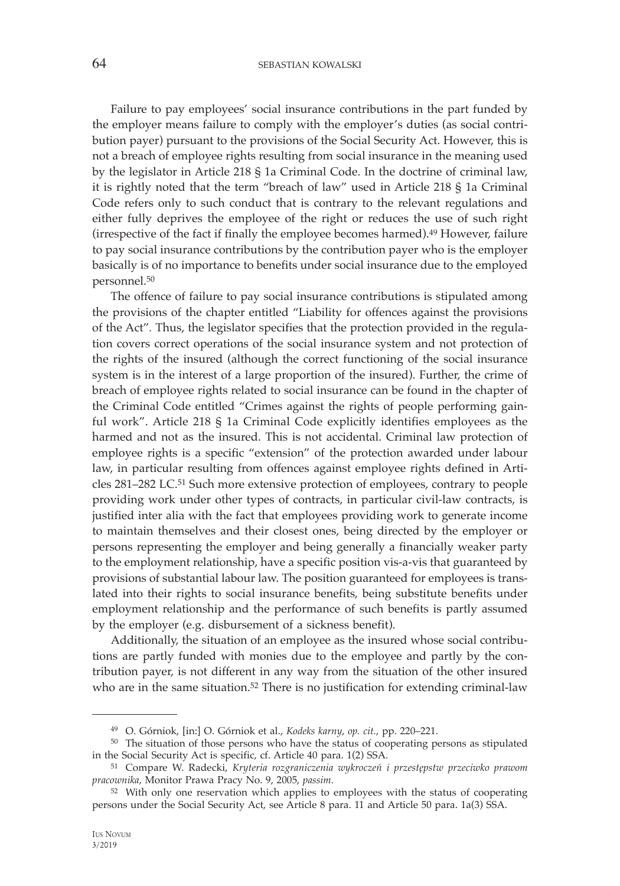Failure to pay employees' social insurance contributions in the part funded by the employer means failure to comply with the employer's duties (as social contribution payer) pursuant to the provisions of the Social Security Act. However, this is not a breach of employee rights resulting from social insurance in the meaning used by the legislator in Article 218 § 1a Criminal Code. In the doctrine of criminal law, it is rightly noted that the term "breach of law" used in Article 218 § 1a Criminal Code refers only to such conduct that is contrary to the relevant regulations and either fully deprives the employee of the right or reduces the use of such right (irrespective of the fact if finally the employee becomes harmed).[49] However, failure to pay social insurance contributions by the contribution payer who is the employer basically is of no importance to benefits under social insurance due to the employed personnel.[50]

The offence of failure to pay social insurance contributions is stipulated among the provisions of the chapter entitled "Liability for offences against the provisions of the Act". Thus, the legislator specifies that the protection provided in the regulation covers correct operations of the social insurance system and not protection of the rights of the insured (although the correct functioning of the social insurance system is in the interest of a large proportion of the insured). Further, the crime of breach of employee rights related to social insurance can be found in the chapter of the Criminal Code entitled "Crimes against the rights of people performing gainful work". Article 218 § 1a Criminal Code explicitly identifies employees as the harmed and not as the insured. This is not accidental. Criminal law protection of employee rights is a specific "extension" of the protection awarded under labour law, in particular resulting from offences against employee rights defined in Articles 281–282 LC.[51] Such more extensive protection of employees, contrary to people providing work under other types of contracts, in particular civil-law contracts, is justified inter alia with the fact that employees providing work to generate income to maintain themselves and their closest ones, being directed by the employer or persons representing the employer and being generally a financially weaker party to the employment relationship, have a specific position vis-a-vis that guaranteed by provisions of substantial labour law. The position guaranteed for employees is translated into their rights to social insurance benefits, being substitute benefits under employment relationship and the performance of such benefits is partly assumed by the employer (e.g. disbursement of a sickness benefit).

Additionally, the situation of an employee as the insured whose social contributions are partly funded with monies due to the employee and partly by the contribution payer, is not different in any way from the situation of the other insured who are in the same situation.[52] There is no justification for extending criminal-law

---

[49] O. Górniok, [in:] O. Górniok et al., *Kodeks karny*, *op. cit.*, pp. 220–221.

[50] The situation of those persons who have the status of cooperating persons as stipulated in the Social Security Act is specific, cf. Article 40 para. 1(2) SSA.

[51] Compare W. Radecki, *Kryteria rozgraniczenia wykroczeń i przestępstw przeciwko prawom pracownika*, Monitor Prawa Pracy No. 9, 2005, *passim*.

[52] With only one reservation which applies to employees with the status of cooperating persons under the Social Security Act, see Article 8 para. 11 and Article 50 para. 1a(3) SSA.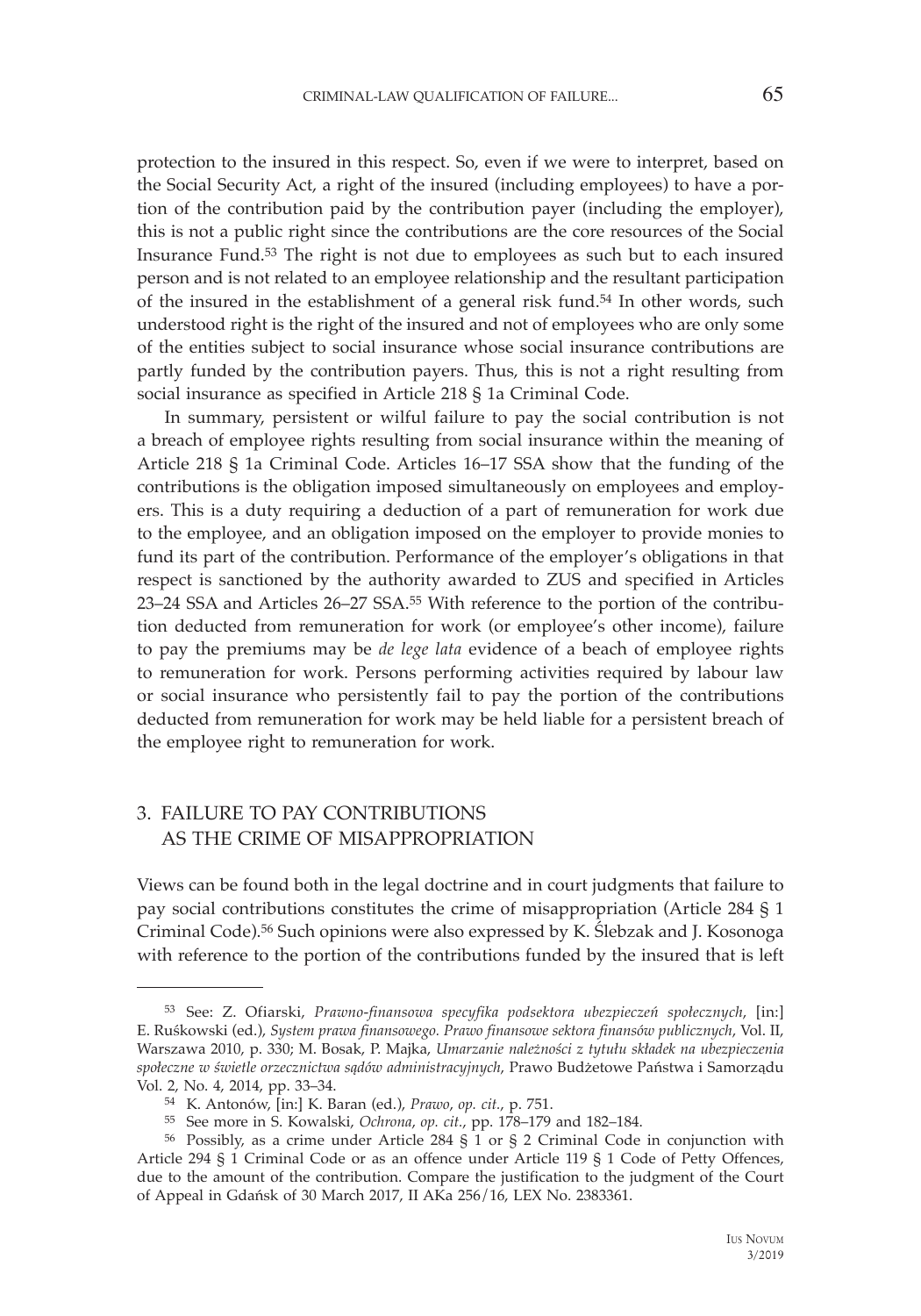protection to the insured in this respect. So, even if we were to interpret, based on the Social Security Act, a right of the insured (including employees) to have a portion of the contribution paid by the contribution payer (including the employer), this is not a public right since the contributions are the core resources of the Social Insurance Fund.[53] The right is not due to employees as such but to each insured person and is not related to an employee relationship and the resultant participation of the insured in the establishment of a general risk fund.[54] In other words, such understood right is the right of the insured and not of employees who are only some of the entities subject to social insurance whose social insurance contributions are partly funded by the contribution payers. Thus, this is not a right resulting from social insurance as specified in Article 218 § 1a Criminal Code.

In summary, persistent or wilful failure to pay the social contribution is not a breach of employee rights resulting from social insurance within the meaning of Article 218 § 1a Criminal Code. Articles 16–17 SSA show that the funding of the contributions is the obligation imposed simultaneously on employees and employers. This is a duty requiring a deduction of a part of remuneration for work due to the employee, and an obligation imposed on the employer to provide monies to fund its part of the contribution. Performance of the employer's obligations in that respect is sanctioned by the authority awarded to ZUS and specified in Articles 23–24 SSA and Articles 26–27 SSA.[55] With reference to the portion of the contribution deducted from remuneration for work (or employee's other income), failure to pay the premiums may be *de lege lata* evidence of a beach of employee rights to remuneration for work. Persons performing activities required by labour law or social insurance who persistently fail to pay the portion of the contributions deducted from remuneration for work may be held liable for a persistent breach of the employee right to remuneration for work.

## 3. FAILURE TO PAY CONTRIBUTIONS AS THE CRIME OF MISAPPROPRIATION

Views can be found both in the legal doctrine and in court judgments that failure to pay social contributions constitutes the crime of misappropriation (Article 284 § 1 Criminal Code).[56] Such opinions were also expressed by K. Ślebzak and J. Kosonoga with reference to the portion of the contributions funded by the insured that is left

---

[53] See: Z. Ofiarski, *Prawno-finansowa specyfika podsektora ubezpieczeń społecznych*, [in:] E. Ruśkowski (ed.), *System prawa finansowego. Prawo finansowe sektora finansów publicznych*, Vol. II, Warszawa 2010, p. 330; M. Bosak, P. Majka, *Umarzanie należności z tytułu składek na ubezpieczenia społeczne w świetle orzecznictwa sądów administracyjnych*, Prawo Budżetowe Państwa i Samorządu Vol. 2, No. 4, 2014, pp. 33–34.

[54] K. Antonów, [in:] K. Baran (ed.), *Prawo*, *op. cit.*, p. 751.

[55] See more in S. Kowalski, *Ochrona*, *op. cit.*, pp. 178–179 and 182–184.

[56] Possibly, as a crime under Article 284 § 1 or § 2 Criminal Code in conjunction with Article 294 § 1 Criminal Code or as an offence under Article 119 § 1 Code of Petty Offences, due to the amount of the contribution. Compare the justification to the judgment of the Court of Appeal in Gdańsk of 30 March 2017, II AKa 256/16, LEX No. 2383361.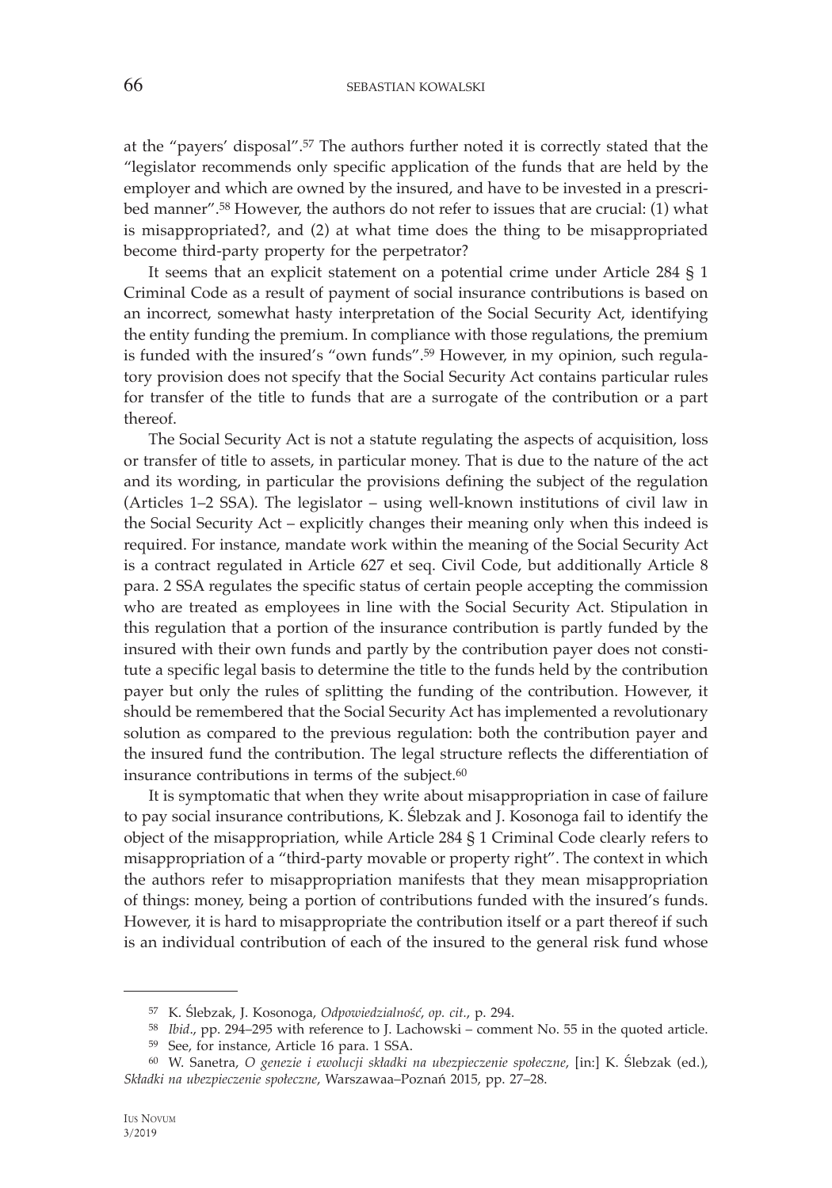at the "payers' disposal".[57] The authors further noted it is correctly stated that the "legislator recommends only specific application of the funds that are held by the employer and which are owned by the insured, and have to be invested in a prescribed manner".[58] However, the authors do not refer to issues that are crucial: (1) what is misappropriated?, and (2) at what time does the thing to be misappropriated become third-party property for the perpetrator?

It seems that an explicit statement on a potential crime under Article 284 § 1 Criminal Code as a result of payment of social insurance contributions is based on an incorrect, somewhat hasty interpretation of the Social Security Act, identifying the entity funding the premium. In compliance with those regulations, the premium is funded with the insured's "own funds".[59] However, in my opinion, such regulatory provision does not specify that the Social Security Act contains particular rules for transfer of the title to funds that are a surrogate of the contribution or a part thereof.

The Social Security Act is not a statute regulating the aspects of acquisition, loss or transfer of title to assets, in particular money. That is due to the nature of the act and its wording, in particular the provisions defining the subject of the regulation (Articles 1–2 SSA). The legislator – using well-known institutions of civil law in the Social Security Act – explicitly changes their meaning only when this indeed is required. For instance, mandate work within the meaning of the Social Security Act is a contract regulated in Article 627 et seq. Civil Code, but additionally Article 8 para. 2 SSA regulates the specific status of certain people accepting the commission who are treated as employees in line with the Social Security Act. Stipulation in this regulation that a portion of the insurance contribution is partly funded by the insured with their own funds and partly by the contribution payer does not constitute a specific legal basis to determine the title to the funds held by the contribution payer but only the rules of splitting the funding of the contribution. However, it should be remembered that the Social Security Act has implemented a revolutionary solution as compared to the previous regulation: both the contribution payer and the insured fund the contribution. The legal structure reflects the differentiation of insurance contributions in terms of the subject.[60]

It is symptomatic that when they write about misappropriation in case of failure to pay social insurance contributions, K. Ślebzak and J. Kosonoga fail to identify the object of the misappropriation, while Article 284 § 1 Criminal Code clearly refers to misappropriation of a "third-party movable or property right". The context in which the authors refer to misappropriation manifests that they mean misappropriation of things: money, being a portion of contributions funded with the insured's funds. However, it is hard to misappropriate the contribution itself or a part thereof if such is an individual contribution of each of the insured to the general risk fund whose

---

[57] K. Ślebzak, J. Kosonoga, *Odpowiedzialność*, *op. cit.*, p. 294.

[58] *Ibid*., pp. 294–295 with reference to J. Lachowski – comment No. 55 in the quoted article.

[59] See, for instance, Article 16 para. 1 SSA.

[60] W. Sanetra, *O genezie i ewolucji składki na ubezpieczenie społeczne*, [in:] K. Ślebzak (ed.), *Składki na ubezpieczenie społeczne*, Warszawaa–Poznań 2015, pp. 27–28.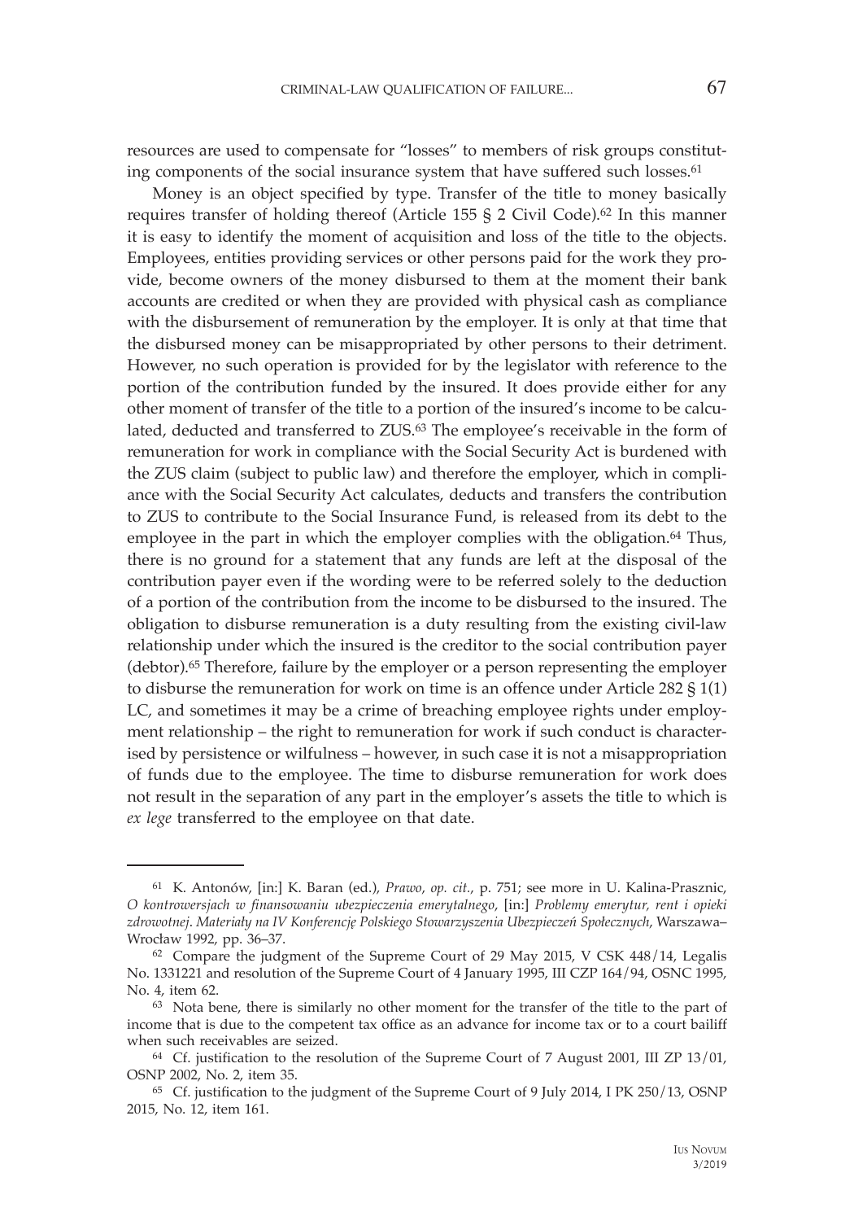resources are used to compensate for "losses" to members of risk groups constituting components of the social insurance system that have suffered such losses.[61]

Money is an object specified by type. Transfer of the title to money basically requires transfer of holding thereof (Article 155 § 2 Civil Code).[62] In this manner it is easy to identify the moment of acquisition and loss of the title to the objects. Employees, entities providing services or other persons paid for the work they provide, become owners of the money disbursed to them at the moment their bank accounts are credited or when they are provided with physical cash as compliance with the disbursement of remuneration by the employer. It is only at that time that the disbursed money can be misappropriated by other persons to their detriment. However, no such operation is provided for by the legislator with reference to the portion of the contribution funded by the insured. It does provide either for any other moment of transfer of the title to a portion of the insured's income to be calculated, deducted and transferred to ZUS.[63] The employee's receivable in the form of remuneration for work in compliance with the Social Security Act is burdened with the ZUS claim (subject to public law) and therefore the employer, which in compliance with the Social Security Act calculates, deducts and transfers the contribution to ZUS to contribute to the Social Insurance Fund, is released from its debt to the employee in the part in which the employer complies with the obligation.[64] Thus, there is no ground for a statement that any funds are left at the disposal of the contribution payer even if the wording were to be referred solely to the deduction of a portion of the contribution from the income to be disbursed to the insured. The obligation to disburse remuneration is a duty resulting from the existing civil-law relationship under which the insured is the creditor to the social contribution payer (debtor).[65] Therefore, failure by the employer or a person representing the employer to disburse the remuneration for work on time is an offence under Article 282 § 1(1) LC, and sometimes it may be a crime of breaching employee rights under employment relationship – the right to remuneration for work if such conduct is characterised by persistence or wilfulness – however, in such case it is not a misappropriation of funds due to the employee. The time to disburse remuneration for work does not result in the separation of any part in the employer's assets the title to which is *ex lege* transferred to the employee on that date.

---

[61] K. Antonów, [in:] K. Baran (ed.), *Prawo*, *op. cit.*, p. 751; see more in U. Kalina-Prasznic, *O kontrowersjach w finansowaniu ubezpieczenia emerytalnego*, [in:] *Problemy emerytur, rent i opieki zdrowotnej. Materiały na IV Konferencję Polskiego Stowarzyszenia Ubezpieczeń Społecznych*, Warszawa–Wrocław 1992, pp. 36–37.

[62] Compare the judgment of the Supreme Court of 29 May 2015, V CSK 448/14, Legalis No. 1331221 and resolution of the Supreme Court of 4 January 1995, III CZP 164/94, OSNC 1995, No. 4, item 62.

[63] Nota bene, there is similarly no other moment for the transfer of the title to the part of income that is due to the competent tax office as an advance for income tax or to a court bailiff when such receivables are seized.

[64] Cf. justification to the resolution of the Supreme Court of 7 August 2001, III ZP 13/01, OSNP 2002, No. 2, item 35.

[65] Cf. justification to the judgment of the Supreme Court of 9 July 2014, I PK 250/13, OSNP 2015, No. 12, item 161.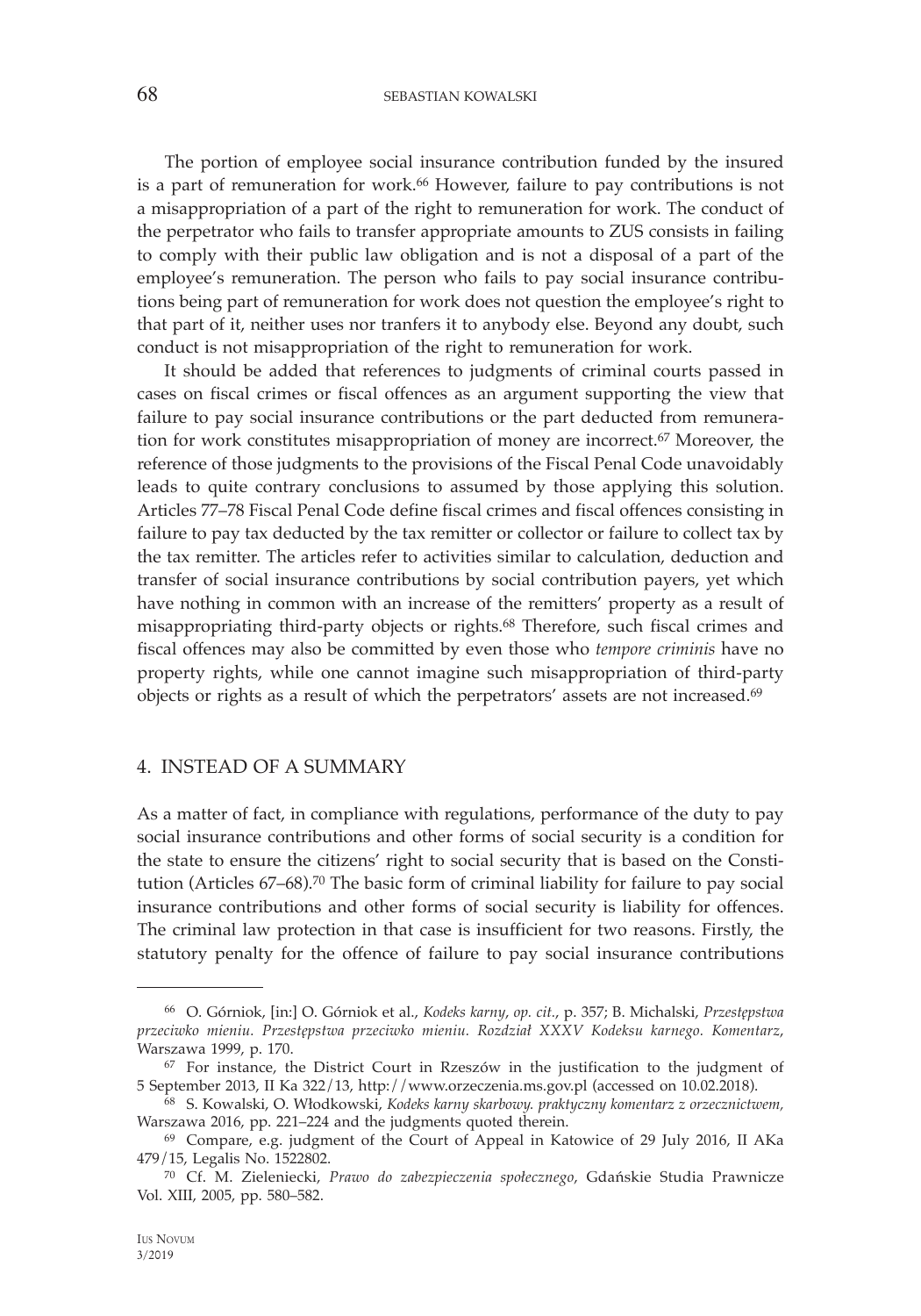The portion of employee social insurance contribution funded by the insured is a part of remuneration for work.[66] However, failure to pay contributions is not a misappropriation of a part of the right to remuneration for work. The conduct of the perpetrator who fails to transfer appropriate amounts to ZUS consists in failing to comply with their public law obligation and is not a disposal of a part of the employee's remuneration. The person who fails to pay social insurance contributions being part of remuneration for work does not question the employee's right to that part of it, neither uses nor tranfers it to anybody else. Beyond any doubt, such conduct is not misappropriation of the right to remuneration for work.

It should be added that references to judgments of criminal courts passed in cases on fiscal crimes or fiscal offences as an argument supporting the view that failure to pay social insurance contributions or the part deducted from remuneration for work constitutes misappropriation of money are incorrect.[67] Moreover, the reference of those judgments to the provisions of the Fiscal Penal Code unavoidably leads to quite contrary conclusions to assumed by those applying this solution. Articles 77–78 Fiscal Penal Code define fiscal crimes and fiscal offences consisting in failure to pay tax deducted by the tax remitter or collector or failure to collect tax by the tax remitter. The articles refer to activities similar to calculation, deduction and transfer of social insurance contributions by social contribution payers, yet which have nothing in common with an increase of the remitters' property as a result of misappropriating third-party objects or rights.[68] Therefore, such fiscal crimes and fiscal offences may also be committed by even those who *tempore criminis* have no property rights, while one cannot imagine such misappropriation of third-party objects or rights as a result of which the perpetrators' assets are not increased.[69]

## 4. INSTEAD OF A SUMMARY

As a matter of fact, in compliance with regulations, performance of the duty to pay social insurance contributions and other forms of social security is a condition for the state to ensure the citizens' right to social security that is based on the Constitution (Articles 67–68).[70] The basic form of criminal liability for failure to pay social insurance contributions and other forms of social security is liability for offences. The criminal law protection in that case is insufficient for two reasons. Firstly, the statutory penalty for the offence of failure to pay social insurance contributions

---

[66] O. Górniok, [in:] O. Górniok et al., *Kodeks karny*, *op. cit.*, p. 357; B. Michalski, *Przestępstwa przeciwko mieniu. Przestępstwa przeciwko mieniu. Rozdział XXXV Kodeksu karnego. Komentarz*, Warszawa 1999, p. 170.

[67] For instance, the District Court in Rzeszów in the justification to the judgment of 5 September 2013, II Ka 322/13, http://www.orzeczenia.ms.gov.pl (accessed on 10.02.2018).

[68] S. Kowalski, O. Włodkowski, *Kodeks karny skarbowy. praktyczny komentarz z orzecznictwem,* Warszawa 2016, pp. 221–224 and the judgments quoted therein.

[69] Compare, e.g. judgment of the Court of Appeal in Katowice of 29 July 2016, II AKa 479/15, Legalis No. 1522802.

[70] Cf. M. Zieleniecki, *Prawo do zabezpieczenia społecznego*, Gdańskie Studia Prawnicze Vol. XIII, 2005, pp. 580–582.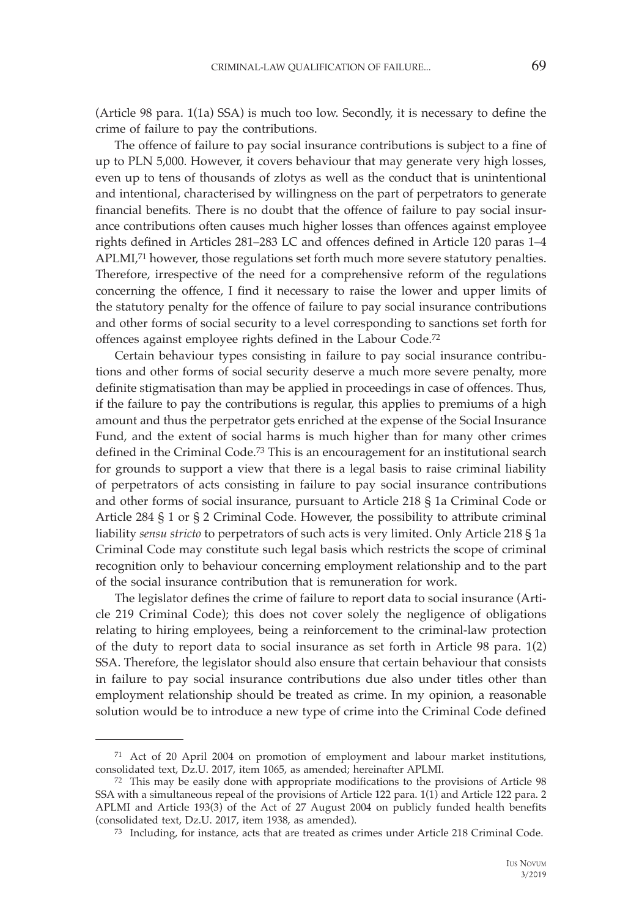(Article 98 para. 1(1a) SSA) is much too low. Secondly, it is necessary to define the crime of failure to pay the contributions.

The offence of failure to pay social insurance contributions is subject to a fine of up to PLN 5,000. However, it covers behaviour that may generate very high losses, even up to tens of thousands of zlotys as well as the conduct that is unintentional and intentional, characterised by willingness on the part of perpetrators to generate financial benefits. There is no doubt that the offence of failure to pay social insurance contributions often causes much higher losses than offences against employee rights defined in Articles 281–283 LC and offences defined in Article 120 paras 1–4 APLMI,[71] however, those regulations set forth much more severe statutory penalties. Therefore, irrespective of the need for a comprehensive reform of the regulations concerning the offence, I find it necessary to raise the lower and upper limits of the statutory penalty for the offence of failure to pay social insurance contributions and other forms of social security to a level corresponding to sanctions set forth for offences against employee rights defined in the Labour Code.[72]

Certain behaviour types consisting in failure to pay social insurance contributions and other forms of social security deserve a much more severe penalty, more definite stigmatisation than may be applied in proceedings in case of offences. Thus, if the failure to pay the contributions is regular, this applies to premiums of a high amount and thus the perpetrator gets enriched at the expense of the Social Insurance Fund, and the extent of social harms is much higher than for many other crimes defined in the Criminal Code.[73] This is an encouragement for an institutional search for grounds to support a view that there is a legal basis to raise criminal liability of perpetrators of acts consisting in failure to pay social insurance contributions and other forms of social insurance, pursuant to Article 218 § 1a Criminal Code or Article 284 § 1 or § 2 Criminal Code. However, the possibility to attribute criminal liability *sensu stricto* to perpetrators of such acts is very limited. Only Article 218 § 1a Criminal Code may constitute such legal basis which restricts the scope of criminal recognition only to behaviour concerning employment relationship and to the part of the social insurance contribution that is remuneration for work.

The legislator defines the crime of failure to report data to social insurance (Article 219 Criminal Code); this does not cover solely the negligence of obligations relating to hiring employees, being a reinforcement to the criminal-law protection of the duty to report data to social insurance as set forth in Article 98 para. 1(2) SSA. Therefore, the legislator should also ensure that certain behaviour that consists in failure to pay social insurance contributions due also under titles other than employment relationship should be treated as crime. In my opinion, a reasonable solution would be to introduce a new type of crime into the Criminal Code defined

---

[71] Act of 20 April 2004 on promotion of employment and labour market institutions, consolidated text, Dz.U. 2017, item 1065, as amended; hereinafter APLMI.

[72] This may be easily done with appropriate modifications to the provisions of Article 98 SSA with a simultaneous repeal of the provisions of Article 122 para. 1(1) and Article 122 para. 2 APLMI and Article 193(3) of the Act of 27 August 2004 on publicly funded health benefits (consolidated text, Dz.U. 2017, item 1938, as amended).

[73] Including, for instance, acts that are treated as crimes under Article 218 Criminal Code.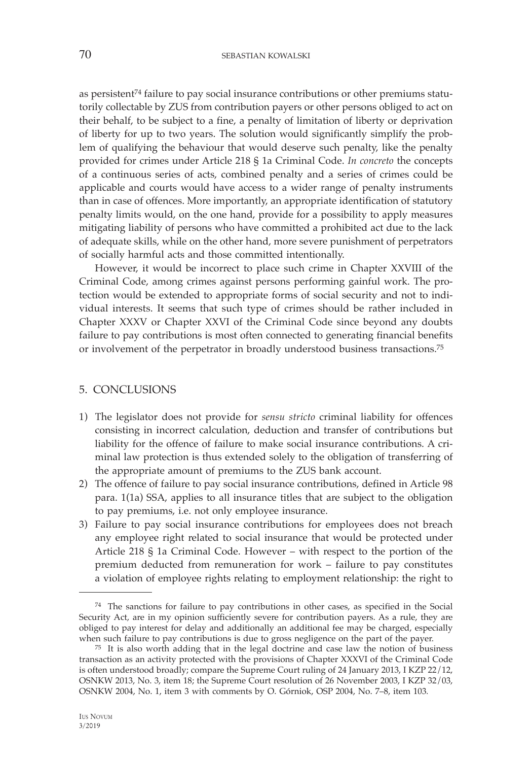as persistent[74] failure to pay social insurance contributions or other premiums statutorily collectable by ZUS from contribution payers or other persons obliged to act on their behalf, to be subject to a fine, a penalty of limitation of liberty or deprivation of liberty for up to two years. The solution would significantly simplify the problem of qualifying the behaviour that would deserve such penalty, like the penalty provided for crimes under Article 218 § 1a Criminal Code. *In concreto* the concepts of a continuous series of acts, combined penalty and a series of crimes could be applicable and courts would have access to a wider range of penalty instruments than in case of offences. More importantly, an appropriate identification of statutory penalty limits would, on the one hand, provide for a possibility to apply measures mitigating liability of persons who have committed a prohibited act due to the lack of adequate skills, while on the other hand, more severe punishment of perpetrators of socially harmful acts and those committed intentionally.

However, it would be incorrect to place such crime in Chapter XXVIII of the Criminal Code, among crimes against persons performing gainful work. The protection would be extended to appropriate forms of social security and not to individual interests. It seems that such type of crimes should be rather included in Chapter XXXV or Chapter XXVI of the Criminal Code since beyond any doubts failure to pay contributions is most often connected to generating financial benefits or involvement of the perpetrator in broadly understood business transactions.[75]

## 5. CONCLUSIONS

1) The legislator does not provide for *sensu stricto* criminal liability for offences consisting in incorrect calculation, deduction and transfer of contributions but liability for the offence of failure to make social insurance contributions. A criminal law protection is thus extended solely to the obligation of transferring of the appropriate amount of premiums to the ZUS bank account.
2) The offence of failure to pay social insurance contributions, defined in Article 98 para. 1(1a) SSA, applies to all insurance titles that are subject to the obligation to pay premiums, i.e. not only employee insurance.
3) Failure to pay social insurance contributions for employees does not breach any employee right related to social insurance that would be protected under Article 218 § 1a Criminal Code. However – with respect to the portion of the premium deducted from remuneration for work – failure to pay constitutes a violation of employee rights relating to employment relationship: the right to

---

[74] The sanctions for failure to pay contributions in other cases, as specified in the Social Security Act, are in my opinion sufficiently severe for contribution payers. As a rule, they are obliged to pay interest for delay and additionally an additional fee may be charged, especially when such failure to pay contributions is due to gross negligence on the part of the payer.

[75] It is also worth adding that in the legal doctrine and case law the notion of business transaction as an activity protected with the provisions of Chapter XXXVI of the Criminal Code is often understood broadly; compare the Supreme Court ruling of 24 January 2013, I KZP 22/12, OSNKW 2013, No. 3, item 18; the Supreme Court resolution of 26 November 2003, I KZP 32/03, OSNKW 2004, No. 1, item 3 with comments by O. Górniok, OSP 2004, No. 7–8, item 103.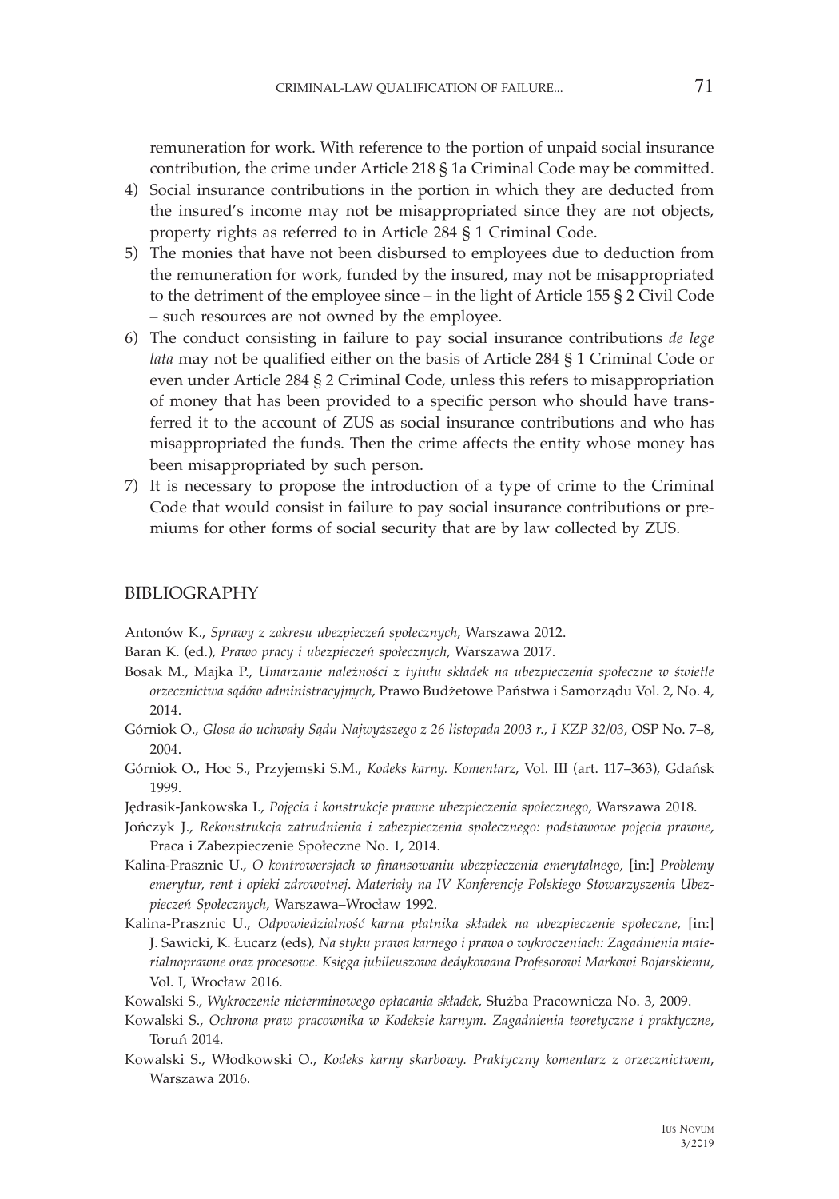remuneration for work. With reference to the portion of unpaid social insurance contribution, the crime under Article 218 § 1a Criminal Code may be committed.

4) Social insurance contributions in the portion in which they are deducted from the insured's income may not be misappropriated since they are not objects, property rights as referred to in Article 284 § 1 Criminal Code.
5) The monies that have not been disbursed to employees due to deduction from the remuneration for work, funded by the insured, may not be misappropriated to the detriment of the employee since – in the light of Article 155 § 2 Civil Code – such resources are not owned by the employee.
6) The conduct consisting in failure to pay social insurance contributions *de lege lata* may not be qualified either on the basis of Article 284 § 1 Criminal Code or even under Article 284 § 2 Criminal Code, unless this refers to misappropriation of money that has been provided to a specific person who should have transferred it to the account of ZUS as social insurance contributions and who has misappropriated the funds. Then the crime affects the entity whose money has been misappropriated by such person.
7) It is necessary to propose the introduction of a type of crime to the Criminal Code that would consist in failure to pay social insurance contributions or premiums for other forms of social security that are by law collected by ZUS.

## BIBLIOGRAPHY

Antonów K., *Sprawy z zakresu ubezpieczeń społecznych*, Warszawa 2012.

Baran K. (ed.), *Prawo pracy i ubezpieczeń społecznych*, Warszawa 2017.

Bosak M., Majka P., *Umarzanie należności z tytułu składek na ubezpieczenia społeczne w świetle orzecznictwa sądów administracyjnych*, Prawo Budżetowe Państwa i Samorządu Vol. 2, No. 4, 2014.

Górniok O., *Glosa do uchwały Sądu Najwyższego z 26 listopada 2003 r., I KZP 32/03*, OSP No. 7–8, 2004.

Górniok O., Hoc S., Przyjemski S.M., *Kodeks karny. Komentarz*, Vol. III (art. 117–363), Gdańsk 1999.

Jędrasik-Jankowska I., *Pojęcia i konstrukcje prawne ubezpieczenia społecznego*, Warszawa 2018.

Jończyk J., *Rekonstrukcja zatrudnienia i zabezpieczenia społecznego: podstawowe pojęcia prawne*, Praca i Zabezpieczenie Społeczne No. 1, 2014.

Kalina-Prasznic U., *O kontrowersjach w finansowaniu ubezpieczenia emerytalnego*, [in:] *Problemy emerytur, rent i opieki zdrowotnej. Materiały na IV Konferencję Polskiego Stowarzyszenia Ubezpieczeń Społecznych*, Warszawa–Wrocław 1992.

Kalina-Prasznic U., *Odpowiedzialność karna płatnika składek na ubezpieczenie społeczne,* [in:] J. Sawicki, K. Łucarz (eds), *Na styku prawa karnego i prawa o wykroczeniach: Zagadnienia materialnoprawne oraz procesowe. Księga jubileuszowa dedykowana Profesorowi Markowi Bojarskiemu*, Vol. I, Wrocław 2016.

Kowalski S., *Wykroczenie nieterminowego opłacania składek*, Służba Pracownicza No. 3, 2009.

Kowalski S., *Ochrona praw pracownika w Kodeksie karnym. Zagadnienia teoretyczne i praktyczne*, Toruń 2014.

Kowalski S., Włodkowski O., *Kodeks karny skarbowy. Praktyczny komentarz z orzecznictwem*, Warszawa 2016.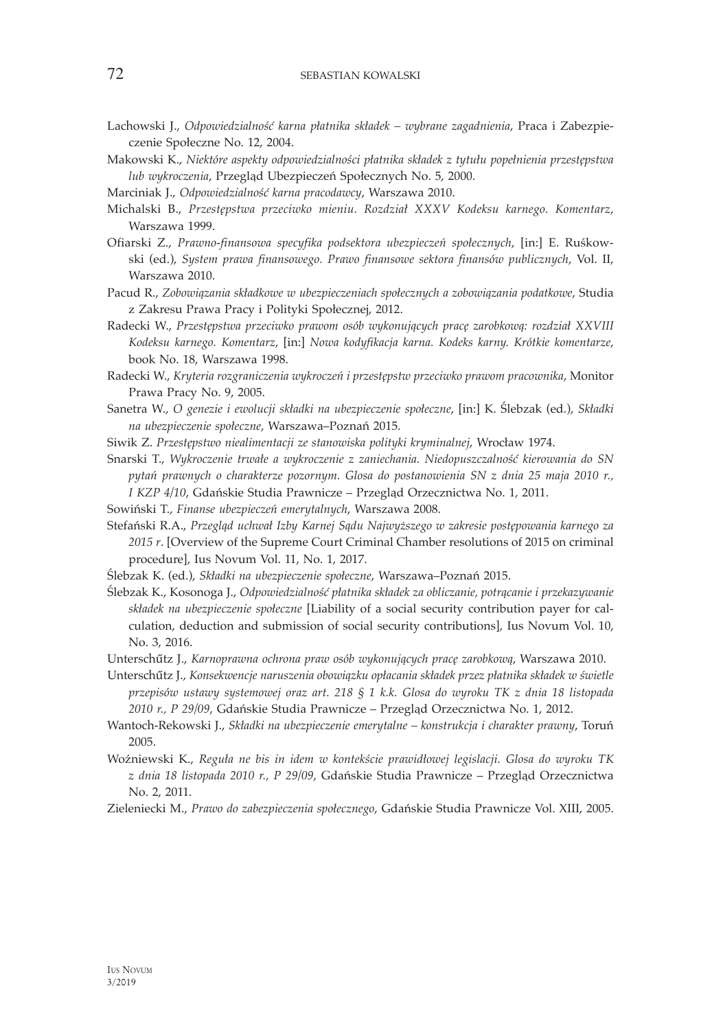Lachowski J., *Odpowiedzialność karna płatnika składek – wybrane zagadnienia*, Praca i Zabezpieczenie Społeczne No. 12, 2004.

Makowski K., *Niektóre aspekty odpowiedzialności płatnika składek z tytułu popełnienia przestępstwa lub wykroczenia*, Przegląd Ubezpieczeń Społecznych No. 5, 2000.

Marciniak J., *Odpowiedzialność karna pracodawcy*, Warszawa 2010.

Michalski B., *Przestępstwa przeciwko mieniu. Rozdział XXXV Kodeksu karnego. Komentarz*, Warszawa 1999.

Ofiarski Z., *Prawno-finansowa specyfika podsektora ubezpieczeń społecznych*, [in:] E. Ruśkowski (ed.), *System prawa finansowego. Prawo finansowe sektora finansów publicznych*, Vol. II, Warszawa 2010.

Pacud R., *Zobowiązania składkowe w ubezpieczeniach społecznych a zobowiązania podatkowe*, Studia z Zakresu Prawa Pracy i Polityki Społecznej, 2012.

Radecki W., *Przestępstwa przeciwko prawom osób wykonujących pracę zarobkową: rozdział XXVIII Kodeksu karnego. Komentarz*, [in:] *Nowa kodyfikacja karna. Kodeks karny. Krótkie komentarze*, book No. 18, Warszawa 1998.

Radecki W., *Kryteria rozgraniczenia wykroczeń i przestępstw przeciwko prawom pracownika*, Monitor Prawa Pracy No. 9, 2005.

Sanetra W., *O genezie i ewolucji składki na ubezpieczenie społeczne*, [in:] K. Ślebzak (ed.), *Składki na ubezpieczenie społeczne*, Warszawa–Poznań 2015.

Siwik Z. *Przestępstwo niealimentacji ze stanowiska polityki kryminalnej*, Wrocław 1974.

Snarski T., *Wykroczenie trwałe a wykroczenie z zaniechania. Niedopuszczalność kierowania do SN pytań prawnych o charakterze pozornym. Glosa do postanowienia SN z dnia 25 maja 2010 r., I KZP 4/10*, Gdańskie Studia Prawnicze – Przegląd Orzecznictwa No. 1, 2011.

Sowiński T., *Finanse ubezpieczeń emerytalnych*, Warszawa 2008.

Stefański R.A., *Przegląd uchwał Izby Karnej Sądu Najwyższego w zakresie postępowania karnego za 2015 r*. [Overview of the Supreme Court Criminal Chamber resolutions of 2015 on criminal procedure], Ius Novum Vol. 11, No. 1, 2017.

Ślebzak K. (ed.), *Składki na ubezpieczenie społeczne*, Warszawa–Poznań 2015.

Ślebzak K., Kosonoga J., *Odpowiedzialność płatnika składek za obliczanie, potrącanie i przekazywanie składek na ubezpieczenie społeczne* [Liability of a social security contribution payer for calculation, deduction and submission of social security contributions], Ius Novum Vol. 10, No. 3, 2016.

Unterschütz J., *Karnoprawna ochrona praw osób wykonujących pracę zarobkową*, Warszawa 2010.

Unterschütz J., *Konsekwencje naruszenia obowiązku opłacania składek przez płatnika składek w świetle przepisów ustawy systemowej oraz art. 218 § 1 k.k. Glosa do wyroku TK z dnia 18 listopada 2010 r., P 29/09*, Gdańskie Studia Prawnicze – Przegląd Orzecznictwa No. 1, 2012.

Wantoch-Rekowski J., *Składki na ubezpieczenie emerytalne – konstrukcja i charakter prawny*, Toruń 2005.

Woźniewski K., *Reguła ne bis in idem w kontekście prawidłowej legislacji. Glosa do wyroku TK z dnia 18 listopada 2010 r., P 29/09*, Gdańskie Studia Prawnicze – Przegląd Orzecznictwa No. 2, 2011.

Zieleniecki M., *Prawo do zabezpieczenia społecznego*, Gdańskie Studia Prawnicze Vol. XIII, 2005.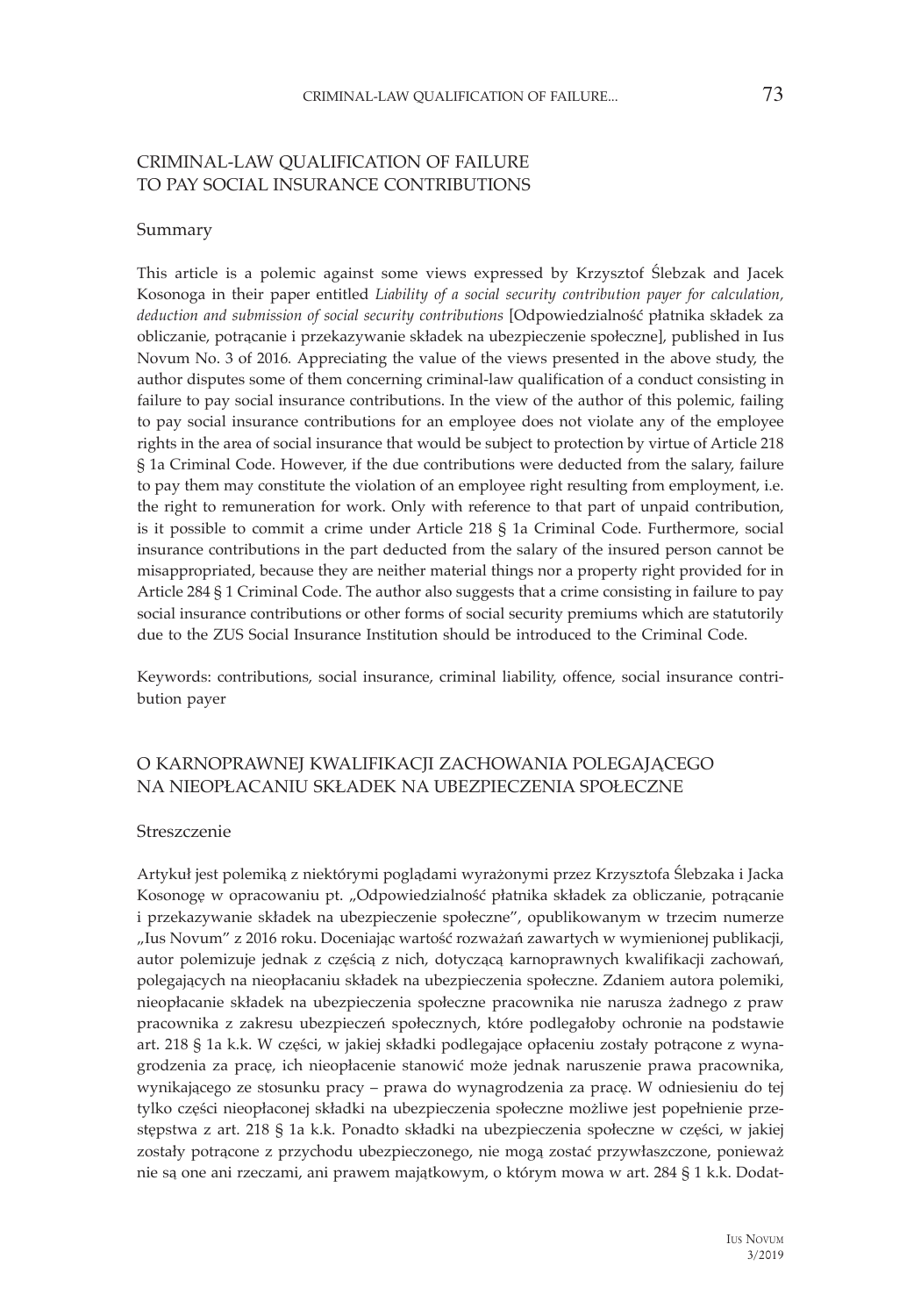## CRIMINAL-LAW QUALIFICATION OF FAILURE TO PAY SOCIAL INSURANCE CONTRIBUTIONS

### Summary

This article is a polemic against some views expressed by Krzysztof Ślebzak and Jacek Kosonoga in their paper entitled *Liability of a social security contribution payer for calculation, deduction and submission of social security contributions* [Odpowiedzialność płatnika składek za obliczanie, potrącanie i przekazywanie składek na ubezpieczenie społeczne], published in Ius Novum No. 3 of 2016. Appreciating the value of the views presented in the above study, the author disputes some of them concerning criminal-law qualification of a conduct consisting in failure to pay social insurance contributions. In the view of the author of this polemic, failing to pay social insurance contributions for an employee does not violate any of the employee rights in the area of social insurance that would be subject to protection by virtue of Article 218 § 1a Criminal Code. However, if the due contributions were deducted from the salary, failure to pay them may constitute the violation of an employee right resulting from employment, i.e. the right to remuneration for work. Only with reference to that part of unpaid contribution, is it possible to commit a crime under Article 218 § 1a Criminal Code. Furthermore, social insurance contributions in the part deducted from the salary of the insured person cannot be misappropriated, because they are neither material things nor a property right provided for in Article 284 § 1 Criminal Code. The author also suggests that a crime consisting in failure to pay social insurance contributions or other forms of social security premiums which are statutorily due to the ZUS Social Insurance Institution should be introduced to the Criminal Code.

Keywords: contributions, social insurance, criminal liability, offence, social insurance contribution payer

## O KARNOPRAWNEJ KWALIFIKACJI ZACHOWANIA POLEGAJĄCEGO NA NIEOPŁACANIU SKŁADEK NA UBEZPIECZENIA SPOŁECZNE

### Streszczenie

Artykuł jest polemiką z niektórymi poglądami wyrażonymi przez Krzysztofa Ślebzaka i Jacka Kosonogę w opracowaniu pt. „Odpowiedzialność płatnika składek za obliczanie, potrącanie i przekazywanie składek na ubezpieczenie społeczne", opublikowanym w trzecim numerze „Ius Novum" z 2016 roku. Doceniając wartość rozważań zawartych w wymienionej publikacji, autor polemizuje jednak z częścią z nich, dotyczącą karnoprawnych kwalifikacji zachowań, polegających na nieopłacaniu składek na ubezpieczenia społeczne. Zdaniem autora polemiki, nieopłacanie składek na ubezpieczenia społeczne pracownika nie narusza żadnego z praw pracownika z zakresu ubezpieczeń społecznych, które podlegałoby ochronie na podstawie art. 218 § 1a k.k. W części, w jakiej składki podlegające opłaceniu zostały potrącone z wynagrodzenia za pracę, ich nieopłacenie stanowić może jednak naruszenie prawa pracownika, wynikającego ze stosunku pracy – prawa do wynagrodzenia za pracę. W odniesieniu do tej tylko części nieopłaconej składki na ubezpieczenia społeczne możliwe jest popełnienie przestępstwa z art. 218 § 1a k.k. Ponadto składki na ubezpieczenia społeczne w części, w jakiej zostały potrącone z przychodu ubezpieczonego, nie mogą zostać przywłaszczone, ponieważ nie są one ani rzeczami, ani prawem majątkowym, o którym mowa w art. 284 § 1 k.k. Dodat-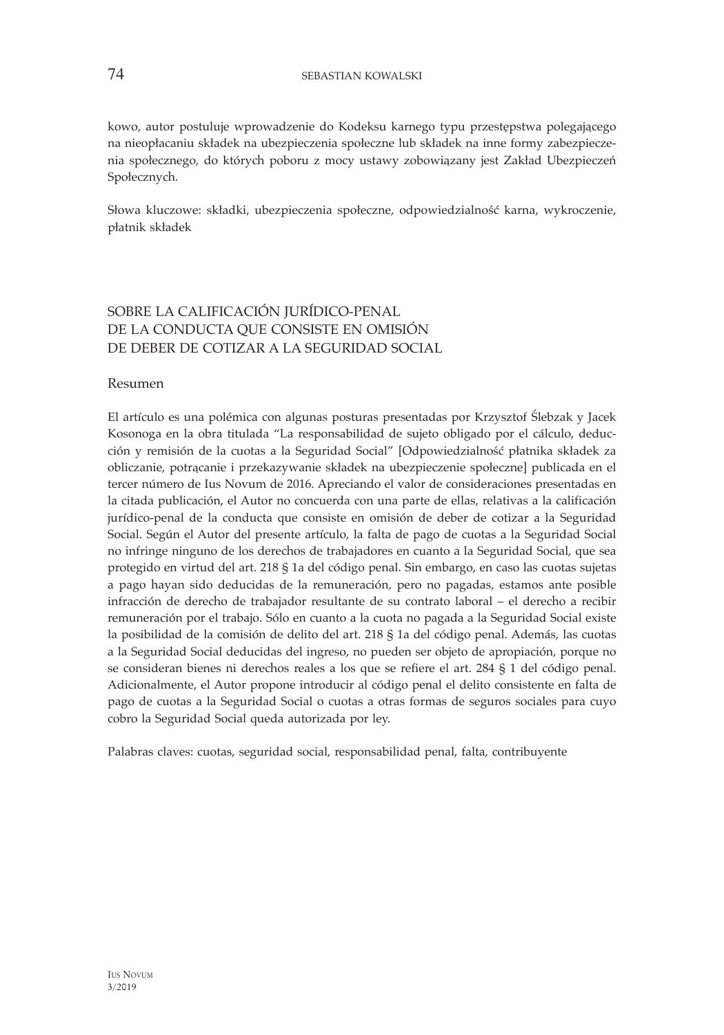kowo, autor postuluje wprowadzenie do Kodeksu karnego typu przestępstwa polegającego na nieopłacaniu składek na ubezpieczenia społeczne lub składek na inne formy zabezpieczenia społecznego, do których poboru z mocy ustawy zobowiązany jest Zakład Ubezpieczeń Społecznych.

Słowa kluczowe: składki, ubezpieczenia społeczne, odpowiedzialność karna, wykroczenie, płatnik składek

## SOBRE LA CALIFICACIÓN JURÍDICO-PENAL DE LA CONDUCTA QUE CONSISTE EN OMISIÓN DE DEBER DE COTIZAR A LA SEGURIDAD SOCIAL

### Resumen

El artículo es una polémica con algunas posturas presentadas por Krzysztof Ślebzak y Jacek Kosonoga en la obra titulada "La responsabilidad de sujeto obligado por el cálculo, deducción y remisión de la cuotas a la Seguridad Social" [Odpowiedzialność płatnika składek za obliczanie, potrącanie i przekazywanie składek na ubezpieczenie społeczne] publicada en el tercer número de Ius Novum de 2016. Apreciando el valor de consideraciones presentadas en la citada publicación, el Autor no concuerda con una parte de ellas, relativas a la calificación jurídico-penal de la conducta que consiste en omisión de deber de cotizar a la Seguridad Social. Según el Autor del presente artículo, la falta de pago de cuotas a la Seguridad Social no infringe ninguno de los derechos de trabajadores en cuanto a la Seguridad Social, que sea protegido en virtud del art. 218 § 1a del código penal. Sin embargo, en caso las cuotas sujetas a pago hayan sido deducidas de la remuneración, pero no pagadas, estamos ante posible infracción de derecho de trabajador resultante de su contrato laboral – el derecho a recibir remuneración por el trabajo. Sólo en cuanto a la cuota no pagada a la Seguridad Social existe la posibilidad de la comisión de delito del art. 218 § 1a del código penal. Además, las cuotas a la Seguridad Social deducidas del ingreso, no pueden ser objeto de apropiación, porque no se consideran bienes ni derechos reales a los que se refiere el art. 284 § 1 del código penal. Adicionalmente, el Autor propone introducir al código penal el delito consistente en falta de pago de cuotas a la Seguridad Social o cuotas a otras formas de seguros sociales para cuyo cobro la Seguridad Social queda autorizada por ley.

Palabras claves: cuotas, seguridad social, responsabilidad penal, falta, contribuyente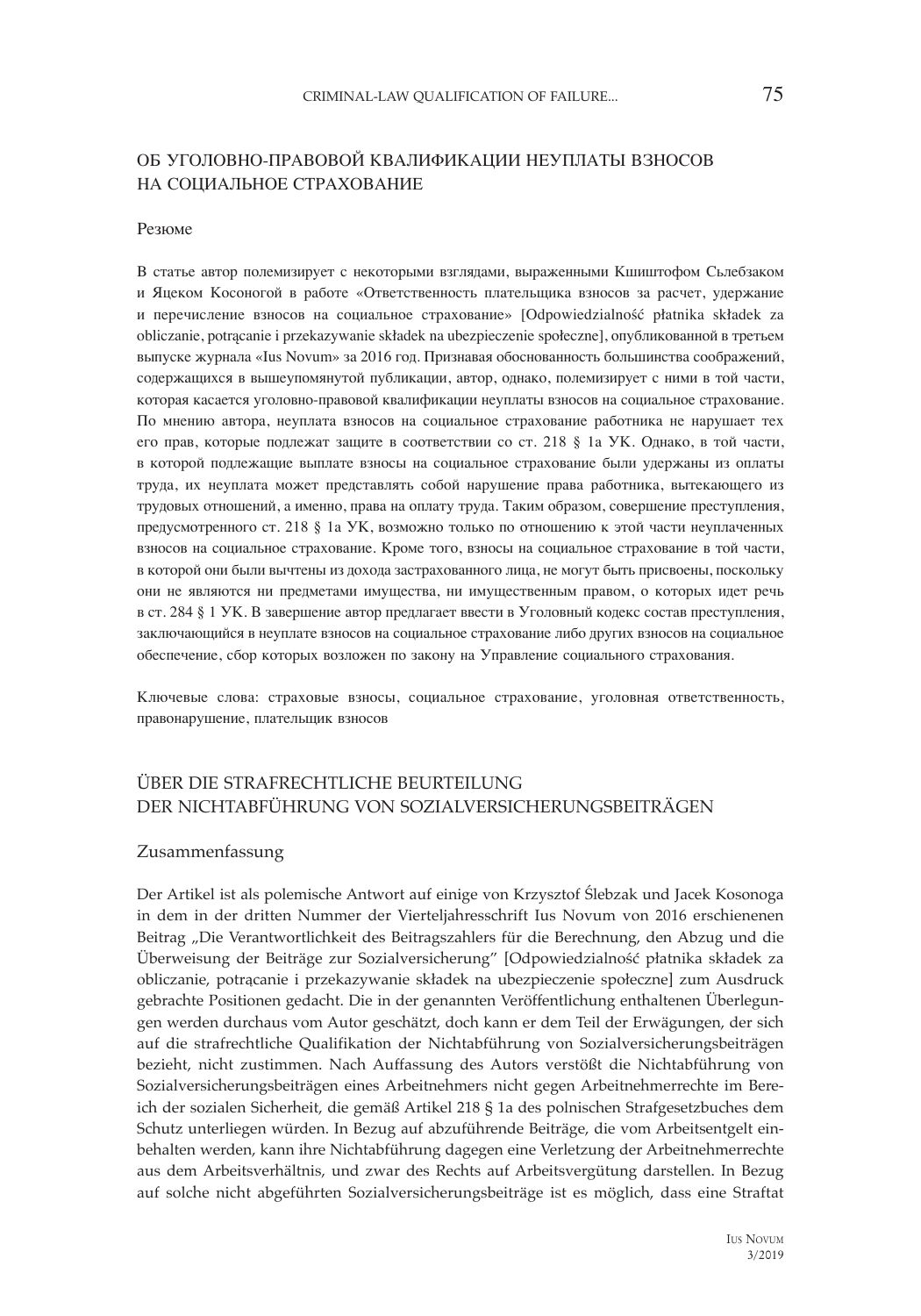## ОБ УГОЛОВНО-ПРАВОВОЙ КВАЛИФИКАЦИИ НЕУПЛАТЫ ВЗНОСОВ НА СОЦИАЛЬНОЕ СТРАХОВАНИЕ

### Резюме

В статье автор полемизирует с некоторыми взглядами, выраженными Кшиштофом Сьлебзаком и Яцеком Косоногой в работе «Ответственность плательщика взносов за расчет, удержание и перечисление взносов на социальное страхование» [Odpowiedzialność płatnika składek za obliczanie, potrącanie i przekazywanie składek na ubezpieczenie społeczne], опубликованной в третьем выпуске журнала «Ius Novum» за 2016 год. Признавая обоснованность большинства соображений, содержащихся в вышеупомянутой публикации, автор, однако, полемизирует с ними в той части, которая касается уголовно-правовой квалификации неуплаты взносов на социальное страхование. По мнению автора, неуплата взносов на социальное страхование работника не нарушает тех его прав, которые подлежат защите в соответствии со ст. 218 § 1a УК. Однако, в той части, в которой подлежащие выплате взносы на социальное страхование были удержаны из оплаты труда, их неуплата может представлять собой нарушение права работника, вытекающего из трудовых отношений, а именно, права на оплату труда. Таким образом, совершение преступления, предусмотренного ст. 218 § 1a УК, возможно только по отношению к этой части неуплаченных взносов на социальное страхование. Кроме того, взносы на социальное страхование в той части, в которой они были вычтены из дохода застрахованного лица, не могут быть присвоены, поскольку они не являются ни предметами имущества, ни имущественным правом, о которых идет речь в ст. 284 § 1 УК. В завершение автор предлагает ввести в Уголовный кодекс состав преступления, заключающийся в неуплате взносов на социальное страхование либо других взносов на социальное обеспечение, сбор которых возложен по закону на Управление социального страхования.

Ключевые слова: страховые взносы, социальное страхование, уголовная ответственность, правонарушение, плательщик взносов

## ÜBER DIE STRAFRECHTLICHE BEURTEILUNG DER NICHTABFÜHRUNG VON SOZIALVERSICHERUNGSBEITRÄGEN

### Zusammenfassung

Der Artikel ist als polemische Antwort auf einige von Krzysztof Ślebzak und Jacek Kosonoga in dem in der dritten Nummer der Vierteljahresschrift Ius Novum von 2016 erschienenen Beitrag „Die Verantwortlichkeit des Beitragszahlers für die Berechnung, den Abzug und die Überweisung der Beiträge zur Sozialversicherung" [Odpowiedzialność płatnika składek za obliczanie, potrącanie i przekazywanie składek na ubezpieczenie społeczne] zum Ausdruck gebrachte Positionen gedacht. Die in der genannten Veröffentlichung enthaltenen Überlegungen werden durchaus vom Autor geschätzt, doch kann er dem Teil der Erwägungen, der sich auf die strafrechtliche Qualifikation der Nichtabführung von Sozialversicherungsbeiträgen bezieht, nicht zustimmen. Nach Auffassung des Autors verstößt die Nichtabführung von Sozialversicherungsbeiträgen eines Arbeitnehmers nicht gegen Arbeitnehmerrechte im Bereich der sozialen Sicherheit, die gemäß Artikel 218 § 1a des polnischen Strafgesetzbuches dem Schutz unterliegen würden. In Bezug auf abzuführende Beiträge, die vom Arbeitsentgelt einbehalten werden, kann ihre Nichtabführung dagegen eine Verletzung der Arbeitnehmerrechte aus dem Arbeitsverhältnis, und zwar des Rechts auf Arbeitsvergütung darstellen. In Bezug auf solche nicht abgeführten Sozialversicherungsbeiträge ist es möglich, dass eine Straftat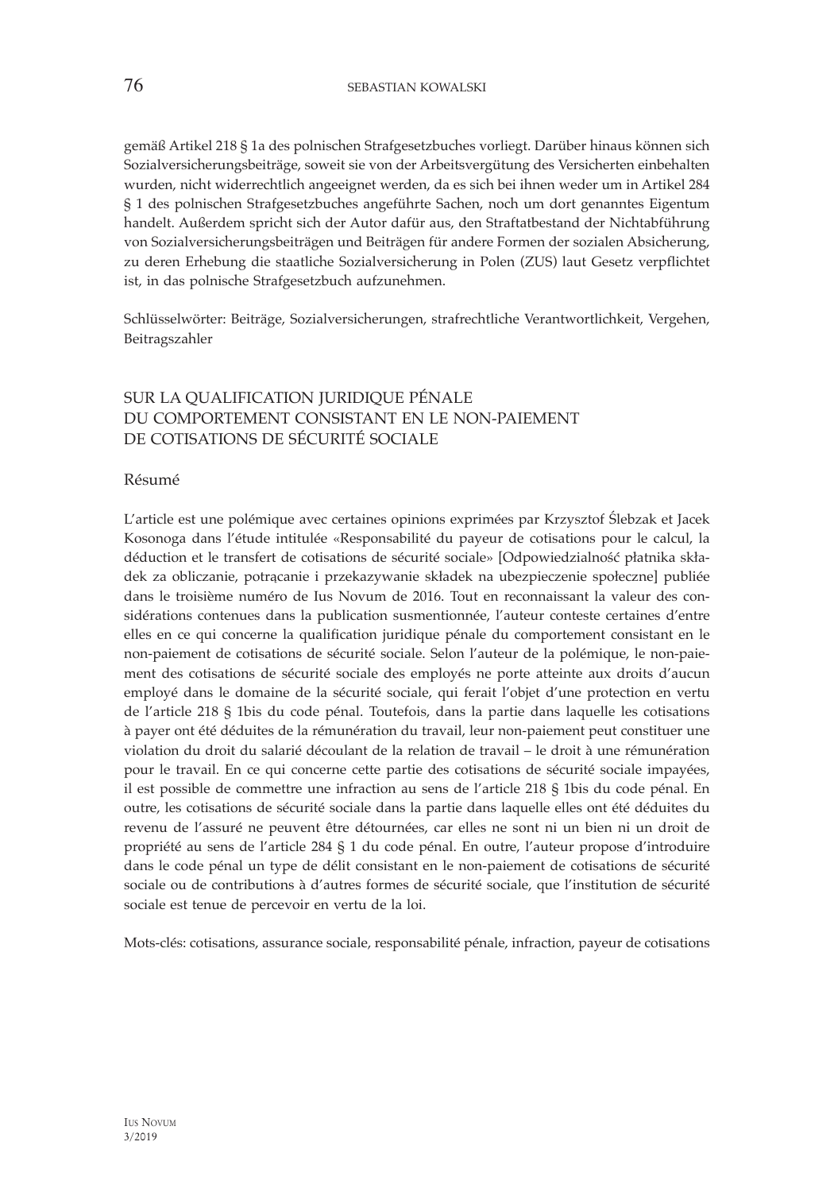gemäß Artikel 218 § 1a des polnischen Strafgesetzbuches vorliegt. Darüber hinaus können sich Sozialversicherungsbeiträge, soweit sie von der Arbeitsvergütung des Versicherten einbehalten wurden, nicht widerrechtlich angeeignet werden, da es sich bei ihnen weder um in Artikel 284 § 1 des polnischen Strafgesetzbuches angeführte Sachen, noch um dort genanntes Eigentum handelt. Außerdem spricht sich der Autor dafür aus, den Straftatbestand der Nichtabführung von Sozialversicherungsbeiträgen und Beiträgen für andere Formen der sozialen Absicherung, zu deren Erhebung die staatliche Sozialversicherung in Polen (ZUS) laut Gesetz verpflichtet ist, in das polnische Strafgesetzbuch aufzunehmen.

Schlüsselwörter: Beiträge, Sozialversicherungen, strafrechtliche Verantwortlichkeit, Vergehen, Beitragszahler

## SUR LA QUALIFICATION JURIDIQUE PÉNALE DU COMPORTEMENT CONSISTANT EN LE NON-PAIEMENT DE COTISATIONS DE SÉCURITÉ SOCIALE

### Résumé

L'article est une polémique avec certaines opinions exprimées par Krzysztof Ślebzak et Jacek Kosonoga dans l'étude intitulée «Responsabilité du payeur de cotisations pour le calcul, la déduction et le transfert de cotisations de sécurité sociale» [Odpowiedzialność płatnika składek za obliczanie, potrącanie i przekazywanie składek na ubezpieczenie społeczne] publiée dans le troisième numéro de Ius Novum de 2016. Tout en reconnaissant la valeur des considérations contenues dans la publication susmentionnée, l'auteur conteste certaines d'entre elles en ce qui concerne la qualification juridique pénale du comportement consistant en le non-paiement de cotisations de sécurité sociale. Selon l'auteur de la polémique, le non-paiement des cotisations de sécurité sociale des employés ne porte atteinte aux droits d'aucun employé dans le domaine de la sécurité sociale, qui ferait l'objet d'une protection en vertu de l'article 218 § 1bis du code pénal. Toutefois, dans la partie dans laquelle les cotisations à payer ont été déduites de la rémunération du travail, leur non-paiement peut constituer une violation du droit du salarié découlant de la relation de travail – le droit à une rémunération pour le travail. En ce qui concerne cette partie des cotisations de sécurité sociale impayées, il est possible de commettre une infraction au sens de l'article 218 § 1bis du code pénal. En outre, les cotisations de sécurité sociale dans la partie dans laquelle elles ont été déduites du revenu de l'assuré ne peuvent être détournées, car elles ne sont ni un bien ni un droit de propriété au sens de l'article 284 § 1 du code pénal. En outre, l'auteur propose d'introduire dans le code pénal un type de délit consistant en le non-paiement de cotisations de sécurité sociale ou de contributions à d'autres formes de sécurité sociale, que l'institution de sécurité sociale est tenue de percevoir en vertu de la loi.

Mots-clés: cotisations, assurance sociale, responsabilité pénale, infraction, payeur de cotisations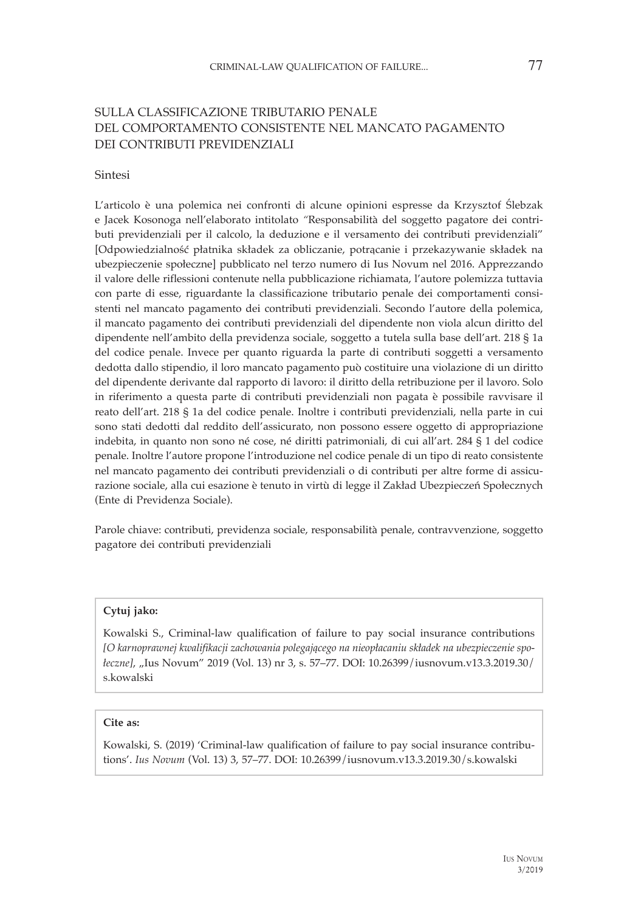## SULLA CLASSIFICAZIONE TRIBUTARIO PENALE DEL COMPORTAMENTO CONSISTENTE NEL MANCATO PAGAMENTO DEI CONTRIBUTI PREVIDENZIALI

### Sintesi

L'articolo è una polemica nei confronti di alcune opinioni espresse da Krzysztof Ślebzak e Jacek Kosonoga nell'elaborato intitolato "Responsabilità del soggetto pagatore dei contributi previdenziali per il calcolo, la deduzione e il versamento dei contributi previdenziali" [Odpowiedzialność płatnika składek za obliczanie, potrącanie i przekazywanie składek na ubezpieczenie społeczne] pubblicato nel terzo numero di Ius Novum nel 2016. Apprezzando il valore delle riflessioni contenute nella pubblicazione richiamata, l'autore polemizza tuttavia con parte di esse, riguardante la classificazione tributario penale dei comportamenti consistenti nel mancato pagamento dei contributi previdenziali. Secondo l'autore della polemica, il mancato pagamento dei contributi previdenziali del dipendente non viola alcun diritto del dipendente nell'ambito della previdenza sociale, soggetto a tutela sulla base dell'art. 218 § 1a del codice penale. Invece per quanto riguarda la parte di contributi soggetti a versamento dedotta dallo stipendio, il loro mancato pagamento può costituire una violazione di un diritto del dipendente derivante dal rapporto di lavoro: il diritto della retribuzione per il lavoro. Solo in riferimento a questa parte di contributi previdenziali non pagata è possibile ravvisare il reato dell'art. 218 § 1a del codice penale. Inoltre i contributi previdenziali, nella parte in cui sono stati dedotti dal reddito dell'assicurato, non possono essere oggetto di appropriazione indebita, in quanto non sono né cose, né diritti patrimoniali, di cui all'art. 284 § 1 del codice penale. Inoltre l'autore propone l'introduzione nel codice penale di un tipo di reato consistente nel mancato pagamento dei contributi previdenziali o di contributi per altre forme di assicurazione sociale, alla cui esazione è tenuto in virtù di legge il Zakład Ubezpieczeń Społecznych (Ente di Previdenza Sociale).

Parole chiave: contributi, previdenza sociale, responsabilità penale, contravvenzione, soggetto pagatore dei contributi previdenziali

**Cytuj jako:**

Kowalski S., Criminal-law qualification of failure to pay social insurance contributions *[O karnoprawnej kwalifikacji zachowania polegającego na nieopłacaniu składek na ubezpieczenie społeczne]*, „Ius Novum" 2019 (Vol. 13) nr 3, s. 57–77. DOI: 10.26399/iusnovum.v13.3.2019.30/s.kowalski

**Cite as:**

Kowalski, S. (2019) 'Criminal-law qualification of failure to pay social insurance contributions'. *Ius Novum* (Vol. 13) 3, 57–77. DOI: 10.26399/iusnovum.v13.3.2019.30/s.kowalski